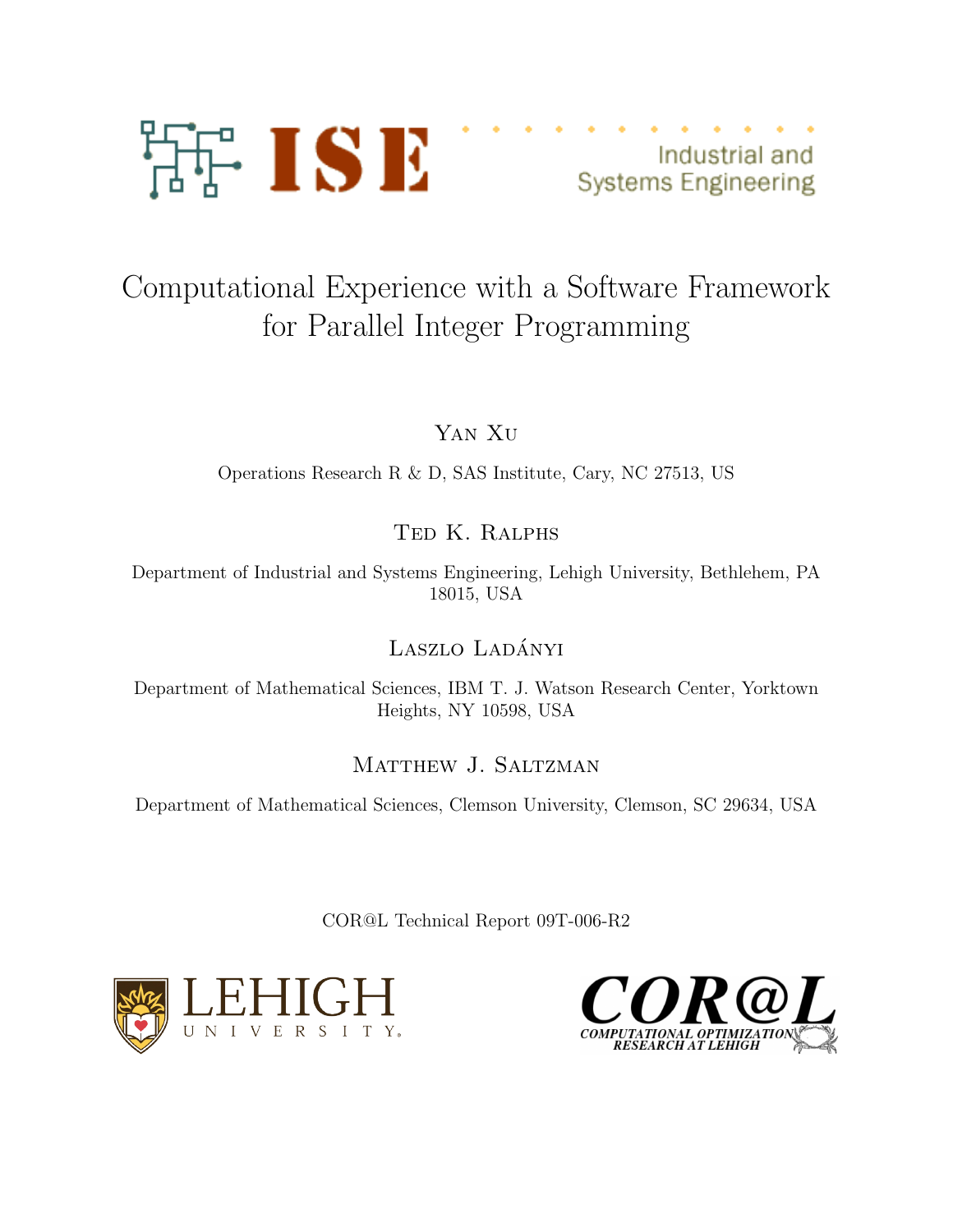ISE Industrial and Systems Engineering

# Computational Experience with a Software Framework for Parallel Integer Programming

Yan Xu

Operations Research R & D, SAS Institute, Cary, NC 27513, US

Ted K. Ralphs

Department of Industrial and Systems Engineering, Lehigh University, Bethlehem, PA 18015, USA

Laszlo Ladányi

Department of Mathematical Sciences, IBM T. J. Watson Research Center, Yorktown Heights, NY 10598, USA

Matthew J. Saltzman

Department of Mathematical Sciences, Clemson University, Clemson, SC 29634, USA

COR@L Technical Report 09T-006-R2

LEHIGH UNIVERSITY

COR@L COMPUTATIONAL OPTIMIZATION RESEARCH AT LEHIGH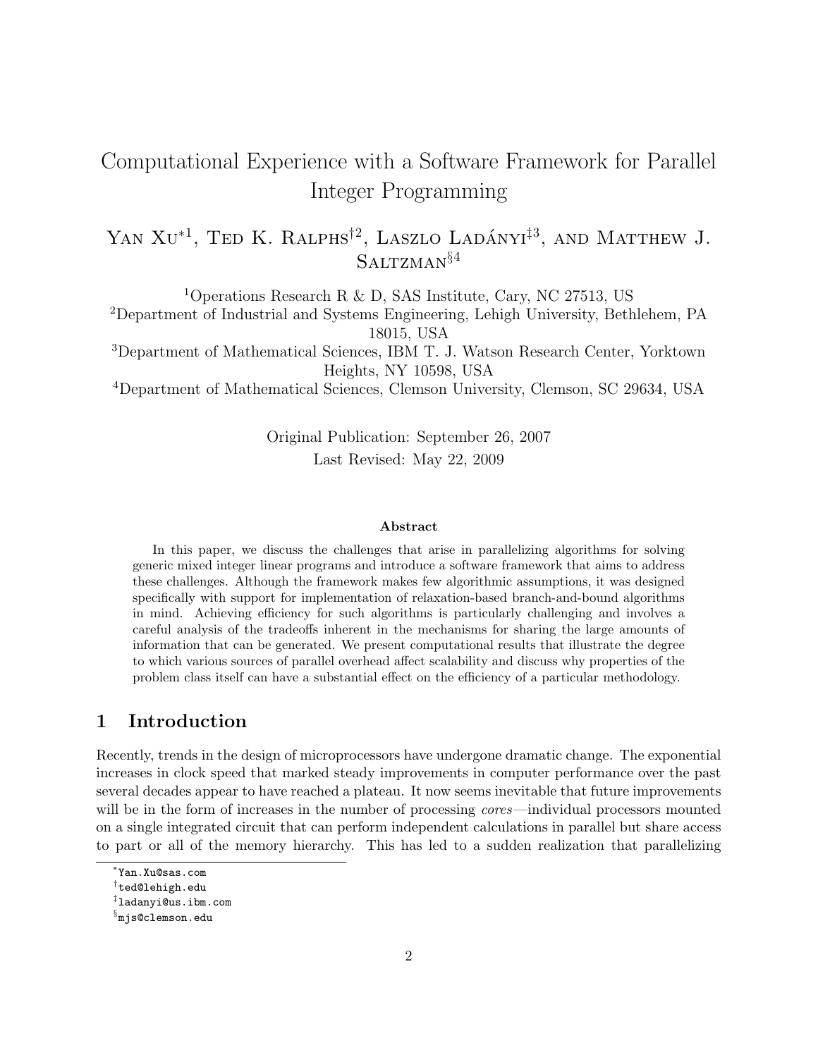# Computational Experience with a Software Framework for Parallel Integer Programming

Yan Xu*[1], Ted K. Ralphs†[2], Laszlo Ladányi‡[3], and Matthew J. Saltzman§[4]

[1]Operations Research R & D, SAS Institute, Cary, NC 27513, US
[2]Department of Industrial and Systems Engineering, Lehigh University, Bethlehem, PA 18015, USA
[3]Department of Mathematical Sciences, IBM T. J. Watson Research Center, Yorktown Heights, NY 10598, USA
[4]Department of Mathematical Sciences, Clemson University, Clemson, SC 29634, USA

Original Publication: September 26, 2007
Last Revised: May 22, 2009

**Abstract**

In this paper, we discuss the challenges that arise in parallelizing algorithms for solving generic mixed integer linear programs and introduce a software framework that aims to address these challenges. Although the framework makes few algorithmic assumptions, it was designed specifically with support for implementation of relaxation-based branch-and-bound algorithms in mind. Achieving efficiency for such algorithms is particularly challenging and involves a careful analysis of the tradeoffs inherent in the mechanisms for sharing the large amounts of information that can be generated. We present computational results that illustrate the degree to which various sources of parallel overhead affect scalability and discuss why properties of the problem class itself can have a substantial effect on the efficiency of a particular methodology.

## 1 Introduction

Recently, trends in the design of microprocessors have undergone dramatic change. The exponential increases in clock speed that marked steady improvements in computer performance over the past several decades appear to have reached a plateau. It now seems inevitable that future improvements will be in the form of increases in the number of processing *cores*—individual processors mounted on a single integrated circuit that can perform independent calculations in parallel but share access to part or all of the memory hierarchy. This has led to a sudden realization that parallelizing

*Yan.Xu@sas.com
†ted@lehigh.edu
‡ladanyi@us.ibm.com
§mjs@clemson.edu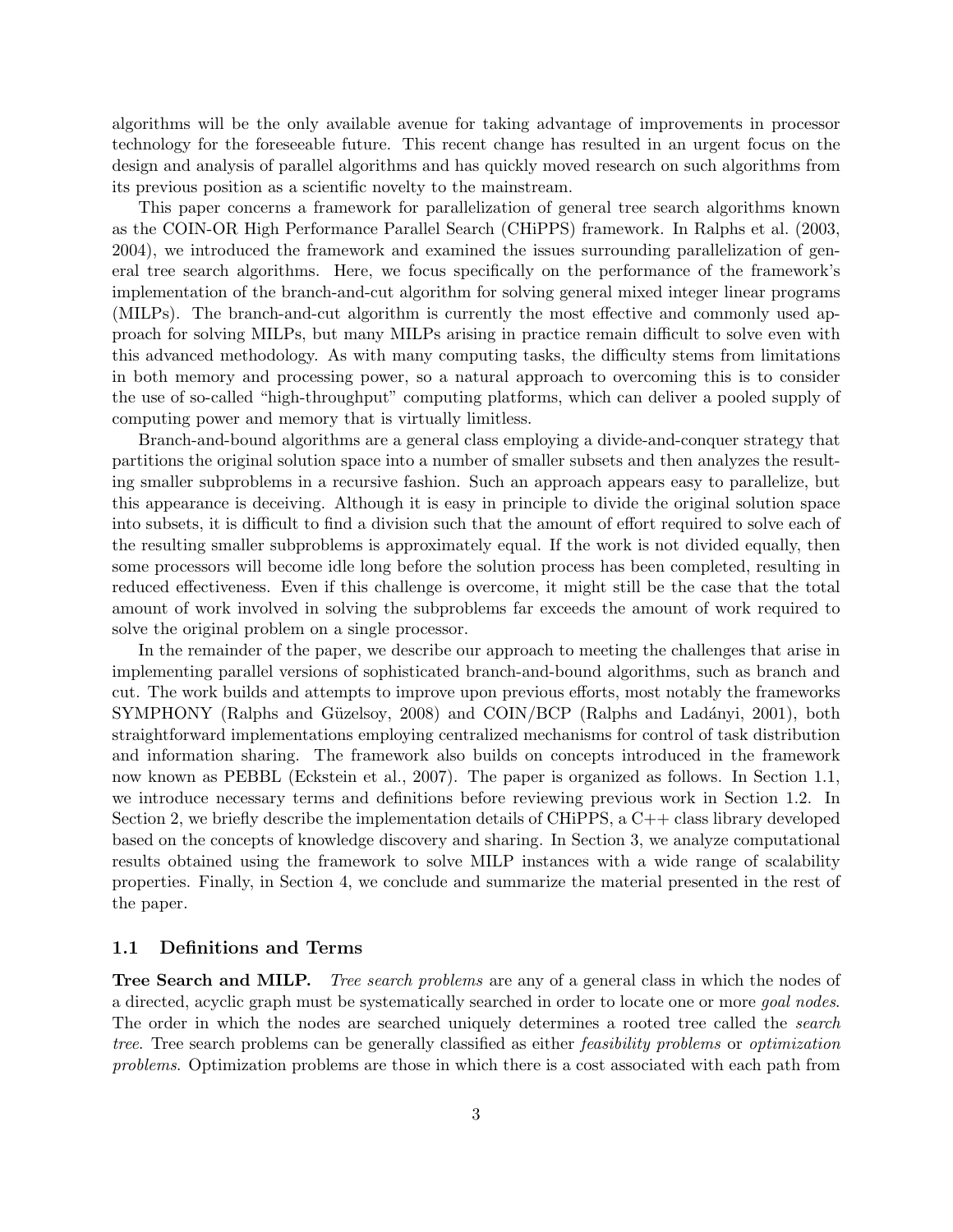algorithms will be the only available avenue for taking advantage of improvements in processor technology for the foreseeable future. This recent change has resulted in an urgent focus on the design and analysis of parallel algorithms and has quickly moved research on such algorithms from its previous position as a scientific novelty to the mainstream.

This paper concerns a framework for parallelization of general tree search algorithms known as the COIN-OR High Performance Parallel Search (CHiPPS) framework. In Ralphs et al. (2003, 2004), we introduced the framework and examined the issues surrounding parallelization of general tree search algorithms. Here, we focus specifically on the performance of the framework's implementation of the branch-and-cut algorithm for solving general mixed integer linear programs (MILPs). The branch-and-cut algorithm is currently the most effective and commonly used approach for solving MILPs, but many MILPs arising in practice remain difficult to solve even with this advanced methodology. As with many computing tasks, the difficulty stems from limitations in both memory and processing power, so a natural approach to overcoming this is to consider the use of so-called "high-throughput" computing platforms, which can deliver a pooled supply of computing power and memory that is virtually limitless.

Branch-and-bound algorithms are a general class employing a divide-and-conquer strategy that partitions the original solution space into a number of smaller subsets and then analyzes the resulting smaller subproblems in a recursive fashion. Such an approach appears easy to parallelize, but this appearance is deceiving. Although it is easy in principle to divide the original solution space into subsets, it is difficult to find a division such that the amount of effort required to solve each of the resulting smaller subproblems is approximately equal. If the work is not divided equally, then some processors will become idle long before the solution process has been completed, resulting in reduced effectiveness. Even if this challenge is overcome, it might still be the case that the total amount of work involved in solving the subproblems far exceeds the amount of work required to solve the original problem on a single processor.

In the remainder of the paper, we describe our approach to meeting the challenges that arise in implementing parallel versions of sophisticated branch-and-bound algorithms, such as branch and cut. The work builds and attempts to improve upon previous efforts, most notably the frameworks SYMPHONY (Ralphs and Güzelsoy, 2008) and COIN/BCP (Ralphs and Ladányi, 2001), both straightforward implementations employing centralized mechanisms for control of task distribution and information sharing. The framework also builds on concepts introduced in the framework now known as PEBBL (Eckstein et al., 2007). The paper is organized as follows. In Section 1.1, we introduce necessary terms and definitions before reviewing previous work in Section 1.2. In Section 2, we briefly describe the implementation details of CHiPPS, a C++ class library developed based on the concepts of knowledge discovery and sharing. In Section 3, we analyze computational results obtained using the framework to solve MILP instances with a wide range of scalability properties. Finally, in Section 4, we conclude and summarize the material presented in the rest of the paper.

### 1.1 Definitions and Terms

**Tree Search and MILP.** *Tree search problems* are any of a general class in which the nodes of a directed, acyclic graph must be systematically searched in order to locate one or more *goal nodes*. The order in which the nodes are searched uniquely determines a rooted tree called the *search tree*. Tree search problems can be generally classified as either *feasibility problems* or *optimization problems*. Optimization problems are those in which there is a cost associated with each path from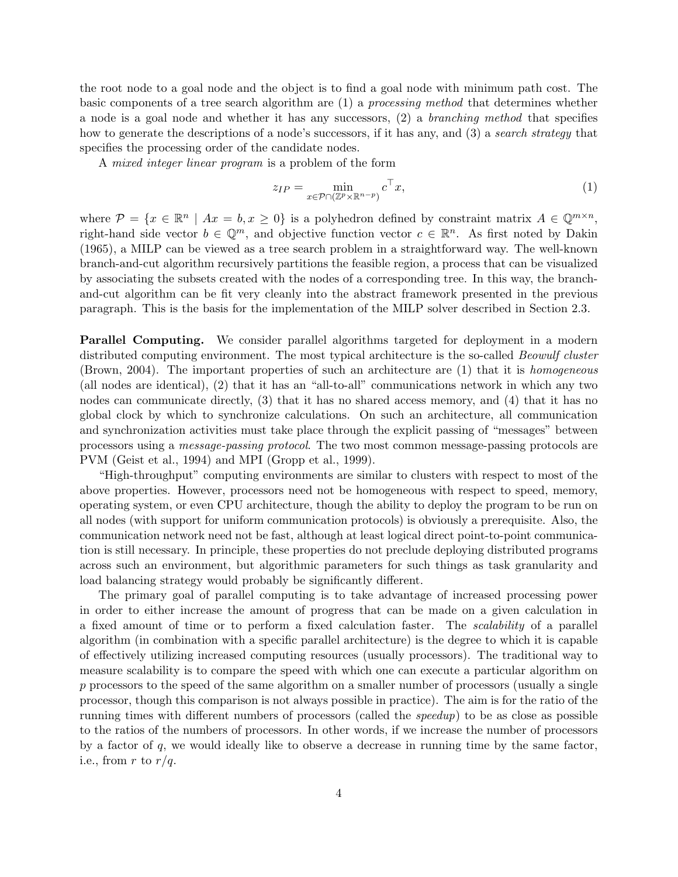the root node to a goal node and the object is to find a goal node with minimum path cost. The basic components of a tree search algorithm are (1) a *processing method* that determines whether a node is a goal node and whether it has any successors, (2) a *branching method* that specifies how to generate the descriptions of a node's successors, if it has any, and (3) a *search strategy* that specifies the processing order of the candidate nodes.

A *mixed integer linear program* is a problem of the form

$$z_{IP} = \min_{x \in \mathcal{P} \cap (\mathbb{Z}^p \times \mathbb{R}^{n-p})} c^\top x, \tag{1}$$

where $\mathcal{P} = \{x \in \mathbb{R}^n \mid Ax = b, x \geq 0\}$ is a polyhedron defined by constraint matrix $A \in \mathbb{Q}^{m \times n}$, right-hand side vector $b \in \mathbb{Q}^m$, and objective function vector $c \in \mathbb{R}^n$. As first noted by Dakin (1965), a MILP can be viewed as a tree search problem in a straightforward way. The well-known branch-and-cut algorithm recursively partitions the feasible region, a process that can be visualized by associating the subsets created with the nodes of a corresponding tree. In this way, the branch-and-cut algorithm can be fit very cleanly into the abstract framework presented in the previous paragraph. This is the basis for the implementation of the MILP solver described in Section 2.3.

**Parallel Computing.** We consider parallel algorithms targeted for deployment in a modern distributed computing environment. The most typical architecture is the so-called *Beowulf cluster* (Brown, 2004). The important properties of such an architecture are (1) that it is *homogeneous* (all nodes are identical), (2) that it has an "all-to-all" communications network in which any two nodes can communicate directly, (3) that it has no shared access memory, and (4) that it has no global clock by which to synchronize calculations. On such an architecture, all communication and synchronization activities must take place through the explicit passing of "messages" between processors using a *message-passing protocol*. The two most common message-passing protocols are PVM (Geist et al., 1994) and MPI (Gropp et al., 1999).

"High-throughput" computing environments are similar to clusters with respect to most of the above properties. However, processors need not be homogeneous with respect to speed, memory, operating system, or even CPU architecture, though the ability to deploy the program to be run on all nodes (with support for uniform communication protocols) is obviously a prerequisite. Also, the communication network need not be fast, although at least logical direct point-to-point communication is still necessary. In principle, these properties do not preclude deploying distributed programs across such an environment, but algorithmic parameters for such things as task granularity and load balancing strategy would probably be significantly different.

The primary goal of parallel computing is to take advantage of increased processing power in order to either increase the amount of progress that can be made on a given calculation in a fixed amount of time or to perform a fixed calculation faster. The *scalability* of a parallel algorithm (in combination with a specific parallel architecture) is the degree to which it is capable of effectively utilizing increased computing resources (usually processors). The traditional way to measure scalability is to compare the speed with which one can execute a particular algorithm on $p$ processors to the speed of the same algorithm on a smaller number of processors (usually a single processor, though this comparison is not always possible in practice). The aim is for the ratio of the running times with different numbers of processors (called the *speedup*) to be as close as possible to the ratios of the numbers of processors. In other words, if we increase the number of processors by a factor of $q$, we would ideally like to observe a decrease in running time by the same factor, i.e., from $r$ to $r/q$.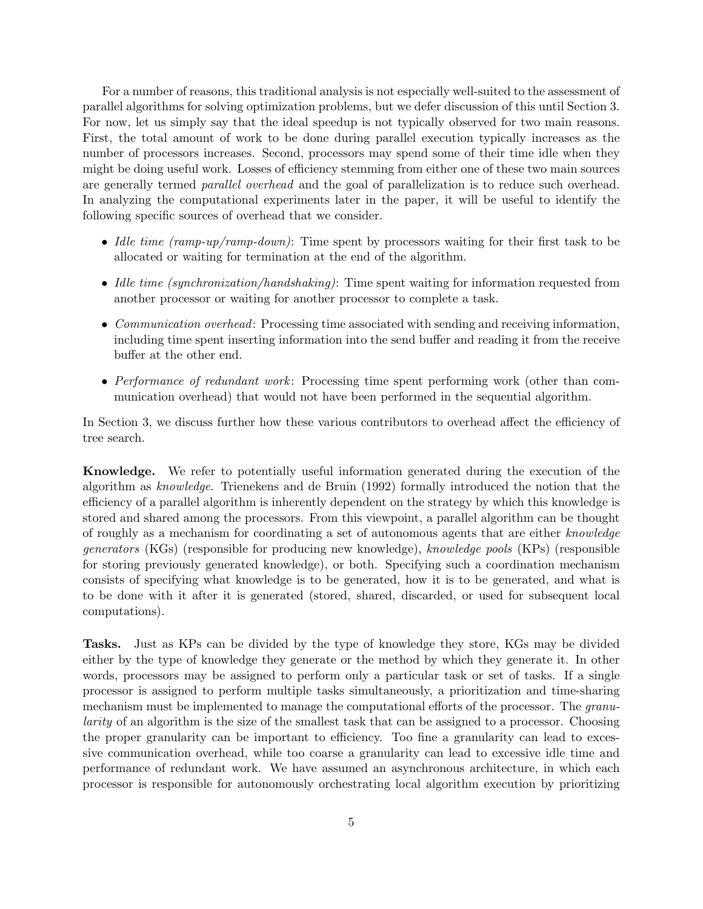For a number of reasons, this traditional analysis is not especially well-suited to the assessment of parallel algorithms for solving optimization problems, but we defer discussion of this until Section 3. For now, let us simply say that the ideal speedup is not typically observed for two main reasons. First, the total amount of work to be done during parallel execution typically increases as the number of processors increases. Second, processors may spend some of their time idle when they might be doing useful work. Losses of efficiency stemming from either one of these two main sources are generally termed *parallel overhead* and the goal of parallelization is to reduce such overhead. In analyzing the computational experiments later in the paper, it will be useful to identify the following specific sources of overhead that we consider.

- *Idle time (ramp-up/ramp-down)*: Time spent by processors waiting for their first task to be allocated or waiting for termination at the end of the algorithm.
- *Idle time (synchronization/handshaking)*: Time spent waiting for information requested from another processor or waiting for another processor to complete a task.
- *Communication overhead*: Processing time associated with sending and receiving information, including time spent inserting information into the send buffer and reading it from the receive buffer at the other end.
- *Performance of redundant work*: Processing time spent performing work (other than communication overhead) that would not have been performed in the sequential algorithm.

In Section 3, we discuss further how these various contributors to overhead affect the efficiency of tree search.

**Knowledge.** We refer to potentially useful information generated during the execution of the algorithm as *knowledge*. Trienekens and de Bruin (1992) formally introduced the notion that the efficiency of a parallel algorithm is inherently dependent on the strategy by which this knowledge is stored and shared among the processors. From this viewpoint, a parallel algorithm can be thought of roughly as a mechanism for coordinating a set of autonomous agents that are either *knowledge generators* (KGs) (responsible for producing new knowledge), *knowledge pools* (KPs) (responsible for storing previously generated knowledge), or both. Specifying such a coordination mechanism consists of specifying what knowledge is to be generated, how it is to be generated, and what is to be done with it after it is generated (stored, shared, discarded, or used for subsequent local computations).

**Tasks.** Just as KPs can be divided by the type of knowledge they store, KGs may be divided either by the type of knowledge they generate or the method by which they generate it. In other words, processors may be assigned to perform only a particular task or set of tasks. If a single processor is assigned to perform multiple tasks simultaneously, a prioritization and time-sharing mechanism must be implemented to manage the computational efforts of the processor. The *granularity* of an algorithm is the size of the smallest task that can be assigned to a processor. Choosing the proper granularity can be important to efficiency. Too fine a granularity can lead to excessive communication overhead, while too coarse a granularity can lead to excessive idle time and performance of redundant work. We have assumed an asynchronous architecture, in which each processor is responsible for autonomously orchestrating local algorithm execution by prioritizing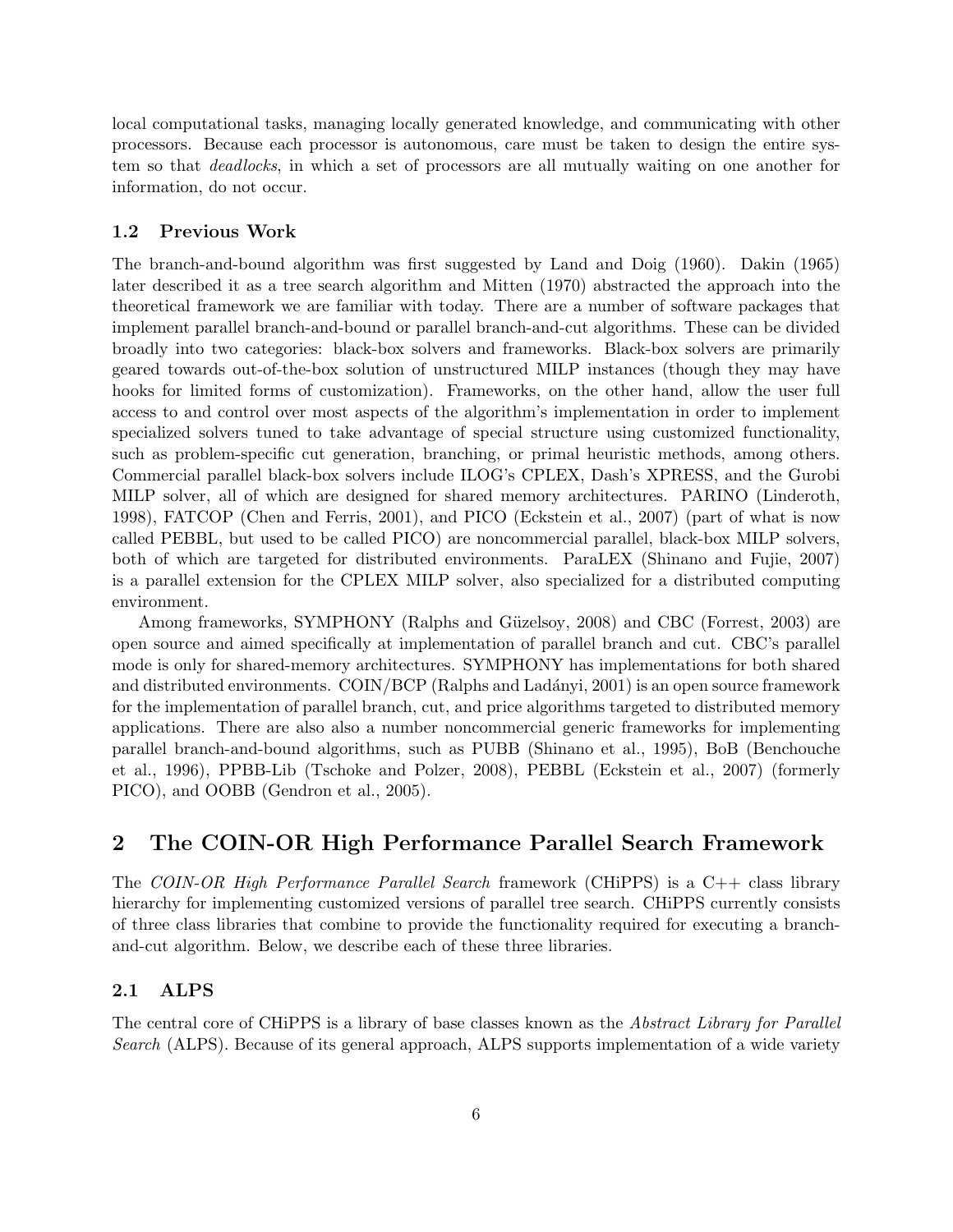local computational tasks, managing locally generated knowledge, and communicating with other processors. Because each processor is autonomous, care must be taken to design the entire system so that *deadlocks*, in which a set of processors are all mutually waiting on one another for information, do not occur.

### 1.2 Previous Work

The branch-and-bound algorithm was first suggested by Land and Doig (1960). Dakin (1965) later described it as a tree search algorithm and Mitten (1970) abstracted the approach into the theoretical framework we are familiar with today. There are a number of software packages that implement parallel branch-and-bound or parallel branch-and-cut algorithms. These can be divided broadly into two categories: black-box solvers and frameworks. Black-box solvers are primarily geared towards out-of-the-box solution of unstructured MILP instances (though they may have hooks for limited forms of customization). Frameworks, on the other hand, allow the user full access to and control over most aspects of the algorithm's implementation in order to implement specialized solvers tuned to take advantage of special structure using customized functionality, such as problem-specific cut generation, branching, or primal heuristic methods, among others. Commercial parallel black-box solvers include ILOG's CPLEX, Dash's XPRESS, and the Gurobi MILP solver, all of which are designed for shared memory architectures. PARINO (Linderoth, 1998), FATCOP (Chen and Ferris, 2001), and PICO (Eckstein et al., 2007) (part of what is now called PEBBL, but used to be called PICO) are noncommercial parallel, black-box MILP solvers, both of which are targeted for distributed environments. ParaLEX (Shinano and Fujie, 2007) is a parallel extension for the CPLEX MILP solver, also specialized for a distributed computing environment.

Among frameworks, SYMPHONY (Ralphs and Güzelsoy, 2008) and CBC (Forrest, 2003) are open source and aimed specifically at implementation of parallel branch and cut. CBC's parallel mode is only for shared-memory architectures. SYMPHONY has implementations for both shared and distributed environments. COIN/BCP (Ralphs and Ladányi, 2001) is an open source framework for the implementation of parallel branch, cut, and price algorithms targeted to distributed memory applications. There are also also a number noncommercial generic frameworks for implementing parallel branch-and-bound algorithms, such as PUBB (Shinano et al., 1995), BoB (Benchouche et al., 1996), PPBB-Lib (Tschoke and Polzer, 2008), PEBBL (Eckstein et al., 2007) (formerly PICO), and OOBB (Gendron et al., 2005).

## 2 The COIN-OR High Performance Parallel Search Framework

The *COIN-OR High Performance Parallel Search* framework (CHiPPS) is a C++ class library hierarchy for implementing customized versions of parallel tree search. CHiPPS currently consists of three class libraries that combine to provide the functionality required for executing a branch-and-cut algorithm. Below, we describe each of these three libraries.

### 2.1 ALPS

The central core of CHiPPS is a library of base classes known as the *Abstract Library for Parallel Search* (ALPS). Because of its general approach, ALPS supports implementation of a wide variety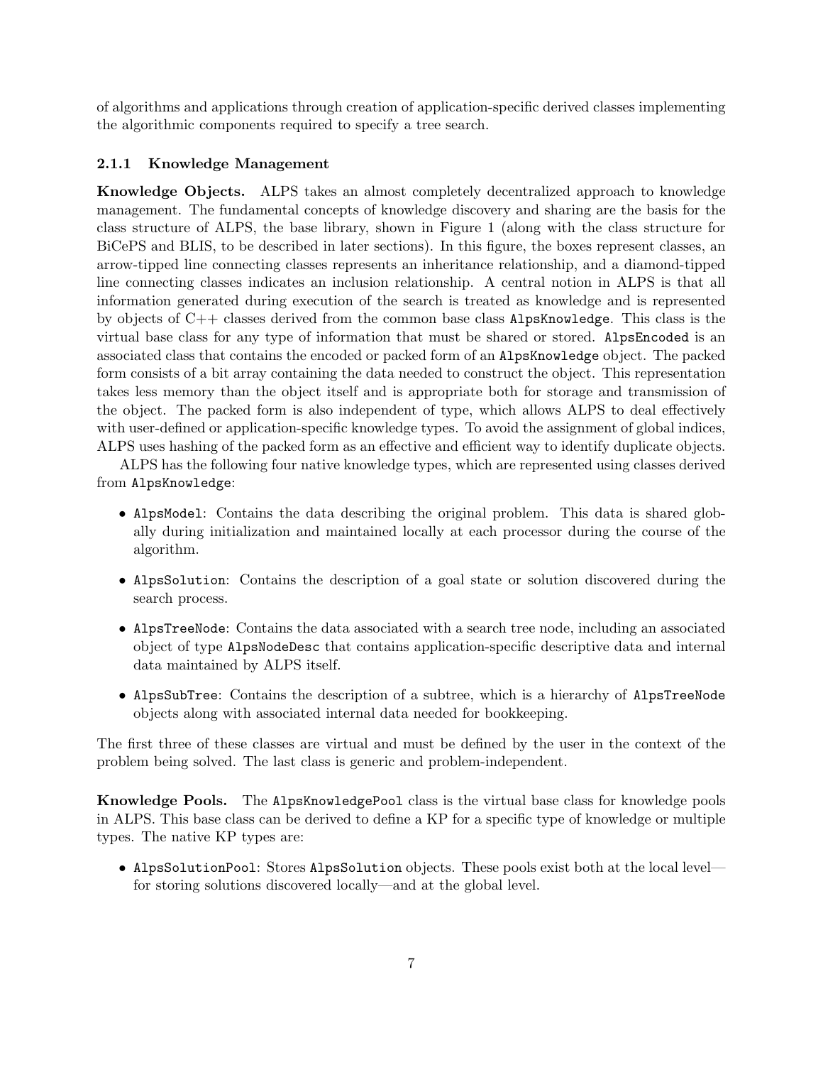of algorithms and applications through creation of application-specific derived classes implementing the algorithmic components required to specify a tree search.

### 2.1.1 Knowledge Management

**Knowledge Objects.** ALPS takes an almost completely decentralized approach to knowledge management. The fundamental concepts of knowledge discovery and sharing are the basis for the class structure of ALPS, the base library, shown in Figure 1 (along with the class structure for BiCePS and BLIS, to be described in later sections). In this figure, the boxes represent classes, an arrow-tipped line connecting classes represents an inheritance relationship, and a diamond-tipped line connecting classes indicates an inclusion relationship. A central notion in ALPS is that all information generated during execution of the search is treated as knowledge and is represented by objects of C++ classes derived from the common base class `AlpsKnowledge`. This class is the virtual base class for any type of information that must be shared or stored. `AlpsEncoded` is an associated class that contains the encoded or packed form of an `AlpsKnowledge` object. The packed form consists of a bit array containing the data needed to construct the object. This representation takes less memory than the object itself and is appropriate both for storage and transmission of the object. The packed form is also independent of type, which allows ALPS to deal effectively with user-defined or application-specific knowledge types. To avoid the assignment of global indices, ALPS uses hashing of the packed form as an effective and efficient way to identify duplicate objects.

ALPS has the following four native knowledge types, which are represented using classes derived from `AlpsKnowledge`:

- `AlpsModel`: Contains the data describing the original problem. This data is shared globally during initialization and maintained locally at each processor during the course of the algorithm.
- `AlpsSolution`: Contains the description of a goal state or solution discovered during the search process.
- `AlpsTreeNode`: Contains the data associated with a search tree node, including an associated object of type `AlpsNodeDesc` that contains application-specific descriptive data and internal data maintained by ALPS itself.
- `AlpsSubTree`: Contains the description of a subtree, which is a hierarchy of `AlpsTreeNode` objects along with associated internal data needed for bookkeeping.

The first three of these classes are virtual and must be defined by the user in the context of the problem being solved. The last class is generic and problem-independent.

**Knowledge Pools.** The `AlpsKnowledgePool` class is the virtual base class for knowledge pools in ALPS. This base class can be derived to define a KP for a specific type of knowledge or multiple types. The native KP types are:

- `AlpsSolutionPool`: Stores `AlpsSolution` objects. These pools exist both at the local level—for storing solutions discovered locally—and at the global level.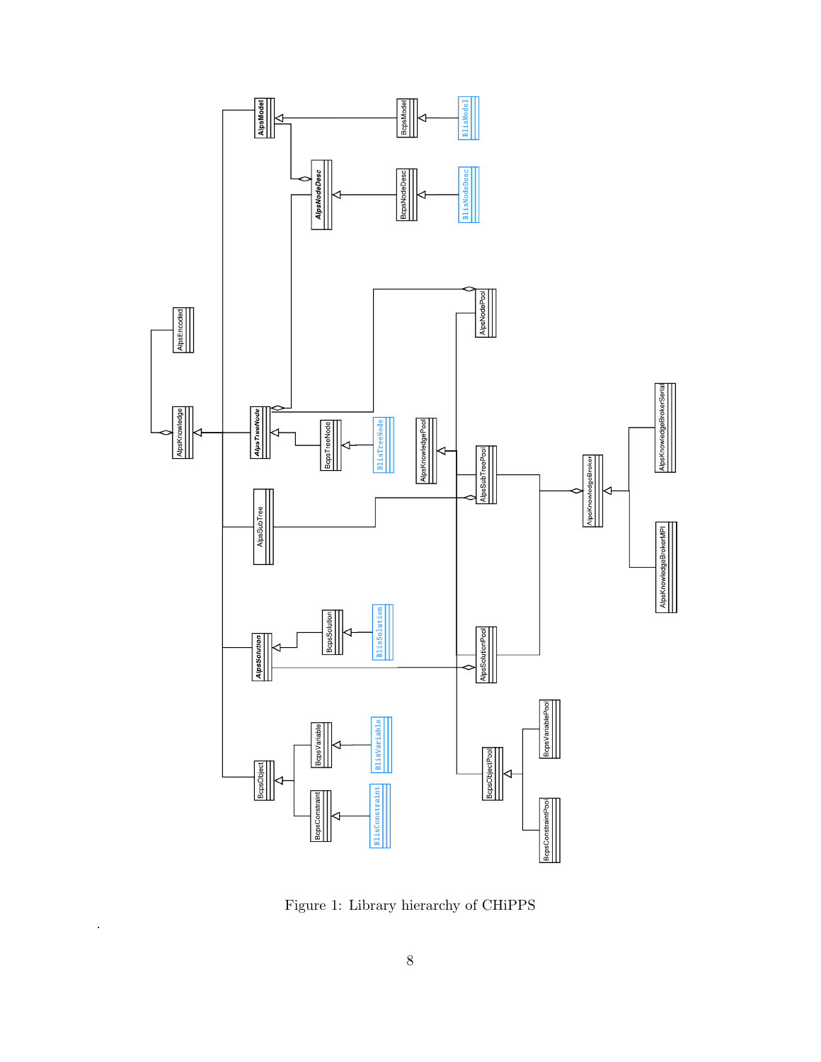Figure 1: Library hierarchy of CHiPPS

.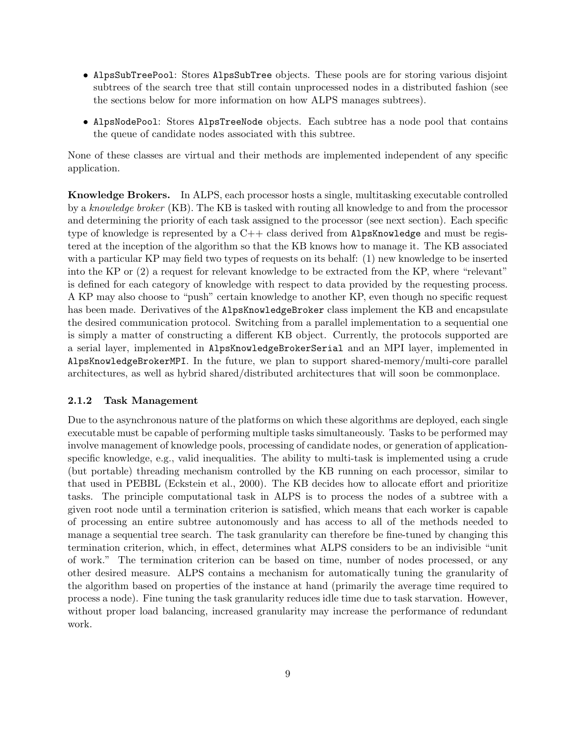- `AlpsSubTreePool`: Stores `AlpsSubTree` objects. These pools are for storing various disjoint subtrees of the search tree that still contain unprocessed nodes in a distributed fashion (see the sections below for more information on how ALPS manages subtrees).
- `AlpsNodePool`: Stores `AlpsTreeNode` objects. Each subtree has a node pool that contains the queue of candidate nodes associated with this subtree.

None of these classes are virtual and their methods are implemented independent of any specific application.

**Knowledge Brokers.** In ALPS, each processor hosts a single, multitasking executable controlled by a *knowledge broker* (KB). The KB is tasked with routing all knowledge to and from the processor and determining the priority of each task assigned to the processor (see next section). Each specific type of knowledge is represented by a C++ class derived from `AlpsKnowledge` and must be registered at the inception of the algorithm so that the KB knows how to manage it. The KB associated with a particular KP may field two types of requests on its behalf: (1) new knowledge to be inserted into the KP or (2) a request for relevant knowledge to be extracted from the KP, where "relevant" is defined for each category of knowledge with respect to data provided by the requesting process. A KP may also choose to "push" certain knowledge to another KP, even though no specific request has been made. Derivatives of the `AlpsKnowledgeBroker` class implement the KB and encapsulate the desired communication protocol. Switching from a parallel implementation to a sequential one is simply a matter of constructing a different KB object. Currently, the protocols supported are a serial layer, implemented in `AlpsKnowledgeBrokerSerial` and an MPI layer, implemented in `AlpsKnowledgeBrokerMPI`. In the future, we plan to support shared-memory/multi-core parallel architectures, as well as hybrid shared/distributed architectures that will soon be commonplace.

### 2.1.2 Task Management

Due to the asynchronous nature of the platforms on which these algorithms are deployed, each single executable must be capable of performing multiple tasks simultaneously. Tasks to be performed may involve management of knowledge pools, processing of candidate nodes, or generation of application-specific knowledge, e.g., valid inequalities. The ability to multi-task is implemented using a crude (but portable) threading mechanism controlled by the KB running on each processor, similar to that used in PEBBL (Eckstein et al., 2000). The KB decides how to allocate effort and prioritize tasks. The principle computational task in ALPS is to process the nodes of a subtree with a given root node until a termination criterion is satisfied, which means that each worker is capable of processing an entire subtree autonomously and has access to all of the methods needed to manage a sequential tree search. The task granularity can therefore be fine-tuned by changing this termination criterion, which, in effect, determines what ALPS considers to be an indivisible "unit of work." The termination criterion can be based on time, number of nodes processed, or any other desired measure. ALPS contains a mechanism for automatically tuning the granularity of the algorithm based on properties of the instance at hand (primarily the average time required to process a node). Fine tuning the task granularity reduces idle time due to task starvation. However, without proper load balancing, increased granularity may increase the performance of redundant work.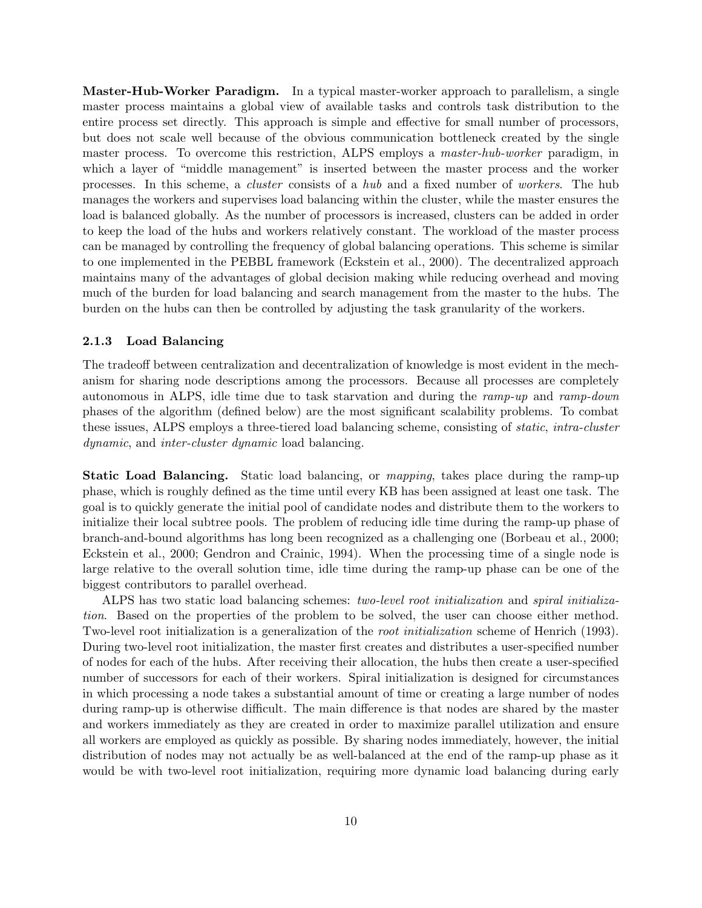**Master-Hub-Worker Paradigm.** In a typical master-worker approach to parallelism, a single master process maintains a global view of available tasks and controls task distribution to the entire process set directly. This approach is simple and effective for small number of processors, but does not scale well because of the obvious communication bottleneck created by the single master process. To overcome this restriction, ALPS employs a *master-hub-worker* paradigm, in which a layer of "middle management" is inserted between the master process and the worker processes. In this scheme, a *cluster* consists of a *hub* and a fixed number of *workers*. The hub manages the workers and supervises load balancing within the cluster, while the master ensures the load is balanced globally. As the number of processors is increased, clusters can be added in order to keep the load of the hubs and workers relatively constant. The workload of the master process can be managed by controlling the frequency of global balancing operations. This scheme is similar to one implemented in the PEBBL framework (Eckstein et al., 2000). The decentralized approach maintains many of the advantages of global decision making while reducing overhead and moving much of the burden for load balancing and search management from the master to the hubs. The burden on the hubs can then be controlled by adjusting the task granularity of the workers.

### 2.1.3 Load Balancing

The tradeoff between centralization and decentralization of knowledge is most evident in the mechanism for sharing node descriptions among the processors. Because all processes are completely autonomous in ALPS, idle time due to task starvation and during the *ramp-up* and *ramp-down* phases of the algorithm (defined below) are the most significant scalability problems. To combat these issues, ALPS employs a three-tiered load balancing scheme, consisting of *static*, *intra-cluster dynamic*, and *inter-cluster dynamic* load balancing.

**Static Load Balancing.** Static load balancing, or *mapping*, takes place during the ramp-up phase, which is roughly defined as the time until every KB has been assigned at least one task. The goal is to quickly generate the initial pool of candidate nodes and distribute them to the workers to initialize their local subtree pools. The problem of reducing idle time during the ramp-up phase of branch-and-bound algorithms has long been recognized as a challenging one (Borbeau et al., 2000; Eckstein et al., 2000; Gendron and Crainic, 1994). When the processing time of a single node is large relative to the overall solution time, idle time during the ramp-up phase can be one of the biggest contributors to parallel overhead.

ALPS has two static load balancing schemes: *two-level root initialization* and *spiral initialization*. Based on the properties of the problem to be solved, the user can choose either method. Two-level root initialization is a generalization of the *root initialization* scheme of Henrich (1993). During two-level root initialization, the master first creates and distributes a user-specified number of nodes for each of the hubs. After receiving their allocation, the hubs then create a user-specified number of successors for each of their workers. Spiral initialization is designed for circumstances in which processing a node takes a substantial amount of time or creating a large number of nodes during ramp-up is otherwise difficult. The main difference is that nodes are shared by the master and workers immediately as they are created in order to maximize parallel utilization and ensure all workers are employed as quickly as possible. By sharing nodes immediately, however, the initial distribution of nodes may not actually be as well-balanced at the end of the ramp-up phase as it would be with two-level root initialization, requiring more dynamic load balancing during early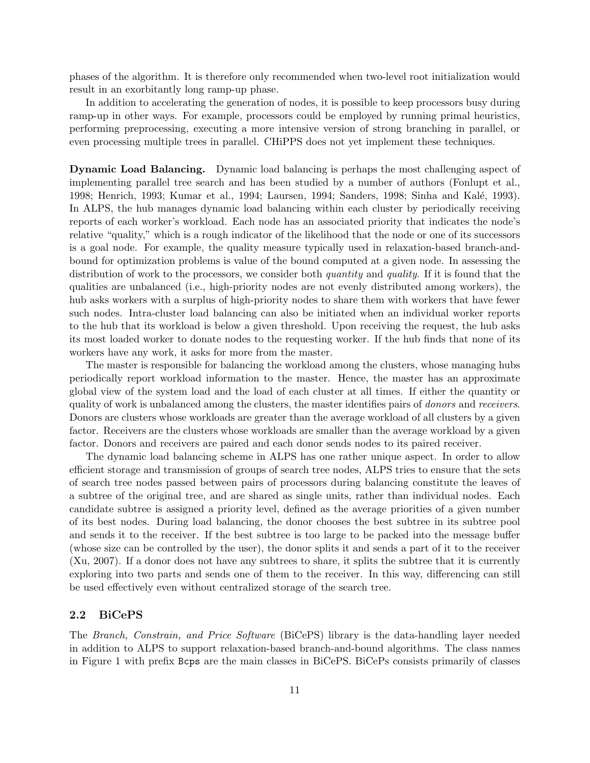phases of the algorithm. It is therefore only recommended when two-level root initialization would result in an exorbitantly long ramp-up phase.

In addition to accelerating the generation of nodes, it is possible to keep processors busy during ramp-up in other ways. For example, processors could be employed by running primal heuristics, performing preprocessing, executing a more intensive version of strong branching in parallel, or even processing multiple trees in parallel. CHiPPS does not yet implement these techniques.

**Dynamic Load Balancing.** Dynamic load balancing is perhaps the most challenging aspect of implementing parallel tree search and has been studied by a number of authors (Fonlupt et al., 1998; Henrich, 1993; Kumar et al., 1994; Laursen, 1994; Sanders, 1998; Sinha and Kalé, 1993). In ALPS, the hub manages dynamic load balancing within each cluster by periodically receiving reports of each worker's workload. Each node has an associated priority that indicates the node's relative "quality," which is a rough indicator of the likelihood that the node or one of its successors is a goal node. For example, the quality measure typically used in relaxation-based branch-and-bound for optimization problems is value of the bound computed at a given node. In assessing the distribution of work to the processors, we consider both *quantity* and *quality*. If it is found that the qualities are unbalanced (i.e., high-priority nodes are not evenly distributed among workers), the hub asks workers with a surplus of high-priority nodes to share them with workers that have fewer such nodes. Intra-cluster load balancing can also be initiated when an individual worker reports to the hub that its workload is below a given threshold. Upon receiving the request, the hub asks its most loaded worker to donate nodes to the requesting worker. If the hub finds that none of its workers have any work, it asks for more from the master.

The master is responsible for balancing the workload among the clusters, whose managing hubs periodically report workload information to the master. Hence, the master has an approximate global view of the system load and the load of each cluster at all times. If either the quantity or quality of work is unbalanced among the clusters, the master identifies pairs of *donors* and *receivers*. Donors are clusters whose workloads are greater than the average workload of all clusters by a given factor. Receivers are the clusters whose workloads are smaller than the average workload by a given factor. Donors and receivers are paired and each donor sends nodes to its paired receiver.

The dynamic load balancing scheme in ALPS has one rather unique aspect. In order to allow efficient storage and transmission of groups of search tree nodes, ALPS tries to ensure that the sets of search tree nodes passed between pairs of processors during balancing constitute the leaves of a subtree of the original tree, and are shared as single units, rather than individual nodes. Each candidate subtree is assigned a priority level, defined as the average priorities of a given number of its best nodes. During load balancing, the donor chooses the best subtree in its subtree pool and sends it to the receiver. If the best subtree is too large to be packed into the message buffer (whose size can be controlled by the user), the donor splits it and sends a part of it to the receiver (Xu, 2007). If a donor does not have any subtrees to share, it splits the subtree that it is currently exploring into two parts and sends one of them to the receiver. In this way, differencing can still be used effectively even without centralized storage of the search tree.

## 2.2 BiCePS

The *Branch, Constrain, and Price Software* (BiCePS) library is the data-handling layer needed in addition to ALPS to support relaxation-based branch-and-bound algorithms. The class names in Figure 1 with prefix `Bcps` are the main classes in BiCePS. BiCePs consists primarily of classes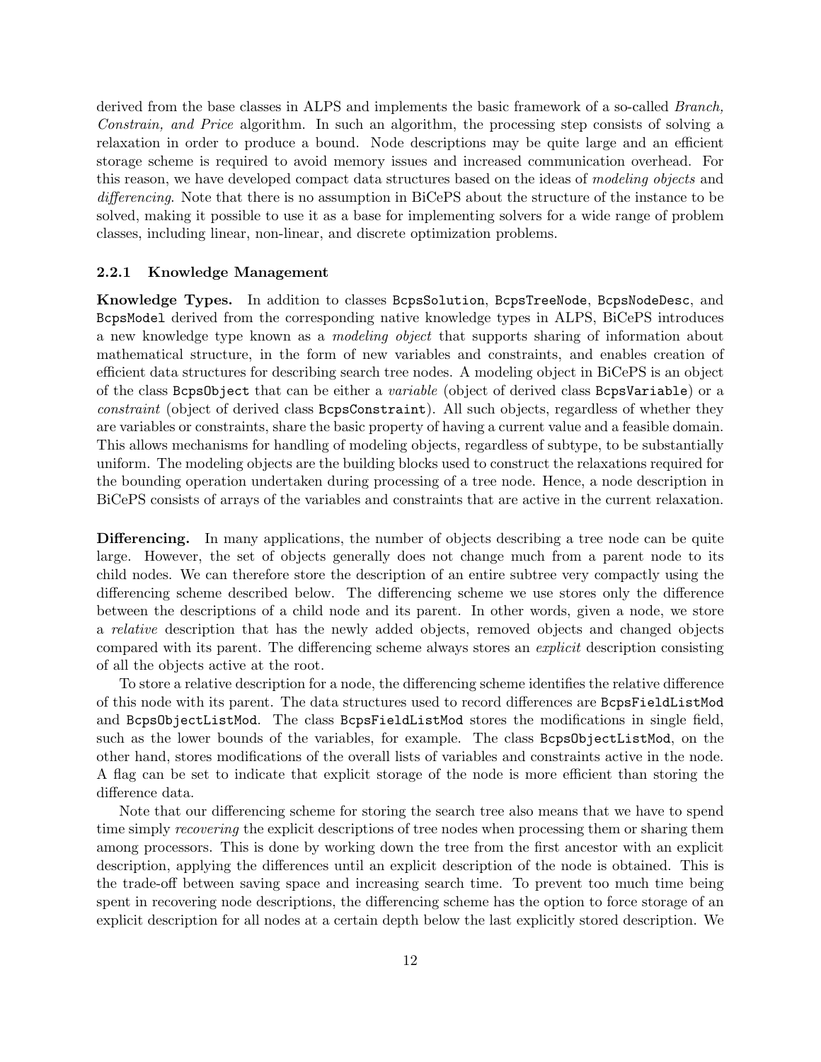derived from the base classes in ALPS and implements the basic framework of a so-called *Branch, Constrain, and Price* algorithm. In such an algorithm, the processing step consists of solving a relaxation in order to produce a bound. Node descriptions may be quite large and an efficient storage scheme is required to avoid memory issues and increased communication overhead. For this reason, we have developed compact data structures based on the ideas of *modeling objects* and *differencing*. Note that there is no assumption in BiCePS about the structure of the instance to be solved, making it possible to use it as a base for implementing solvers for a wide range of problem classes, including linear, non-linear, and discrete optimization problems.

### 2.2.1 Knowledge Management

**Knowledge Types.** In addition to classes `BcpsSolution`, `BcpsTreeNode`, `BcpsNodeDesc`, and `BcpsModel` derived from the corresponding native knowledge types in ALPS, BiCePS introduces a new knowledge type known as a *modeling object* that supports sharing of information about mathematical structure, in the form of new variables and constraints, and enables creation of efficient data structures for describing search tree nodes. A modeling object in BiCePS is an object of the class `BcpsObject` that can be either a *variable* (object of derived class `BcpsVariable`) or a *constraint* (object of derived class `BcpsConstraint`). All such objects, regardless of whether they are variables or constraints, share the basic property of having a current value and a feasible domain. This allows mechanisms for handling of modeling objects, regardless of subtype, to be substantially uniform. The modeling objects are the building blocks used to construct the relaxations required for the bounding operation undertaken during processing of a tree node. Hence, a node description in BiCePS consists of arrays of the variables and constraints that are active in the current relaxation.

**Differencing.** In many applications, the number of objects describing a tree node can be quite large. However, the set of objects generally does not change much from a parent node to its child nodes. We can therefore store the description of an entire subtree very compactly using the differencing scheme described below. The differencing scheme we use stores only the difference between the descriptions of a child node and its parent. In other words, given a node, we store a *relative* description that has the newly added objects, removed objects and changed objects compared with its parent. The differencing scheme always stores an *explicit* description consisting of all the objects active at the root.

To store a relative description for a node, the differencing scheme identifies the relative difference of this node with its parent. The data structures used to record differences are `BcpsFieldListMod` and `BcpsObjectListMod`. The class `BcpsFieldListMod` stores the modifications in single field, such as the lower bounds of the variables, for example. The class `BcpsObjectListMod`, on the other hand, stores modifications of the overall lists of variables and constraints active in the node. A flag can be set to indicate that explicit storage of the node is more efficient than storing the difference data.

Note that our differencing scheme for storing the search tree also means that we have to spend time simply *recovering* the explicit descriptions of tree nodes when processing them or sharing them among processors. This is done by working down the tree from the first ancestor with an explicit description, applying the differences until an explicit description of the node is obtained. This is the trade-off between saving space and increasing search time. To prevent too much time being spent in recovering node descriptions, the differencing scheme has the option to force storage of an explicit description for all nodes at a certain depth below the last explicitly stored description. We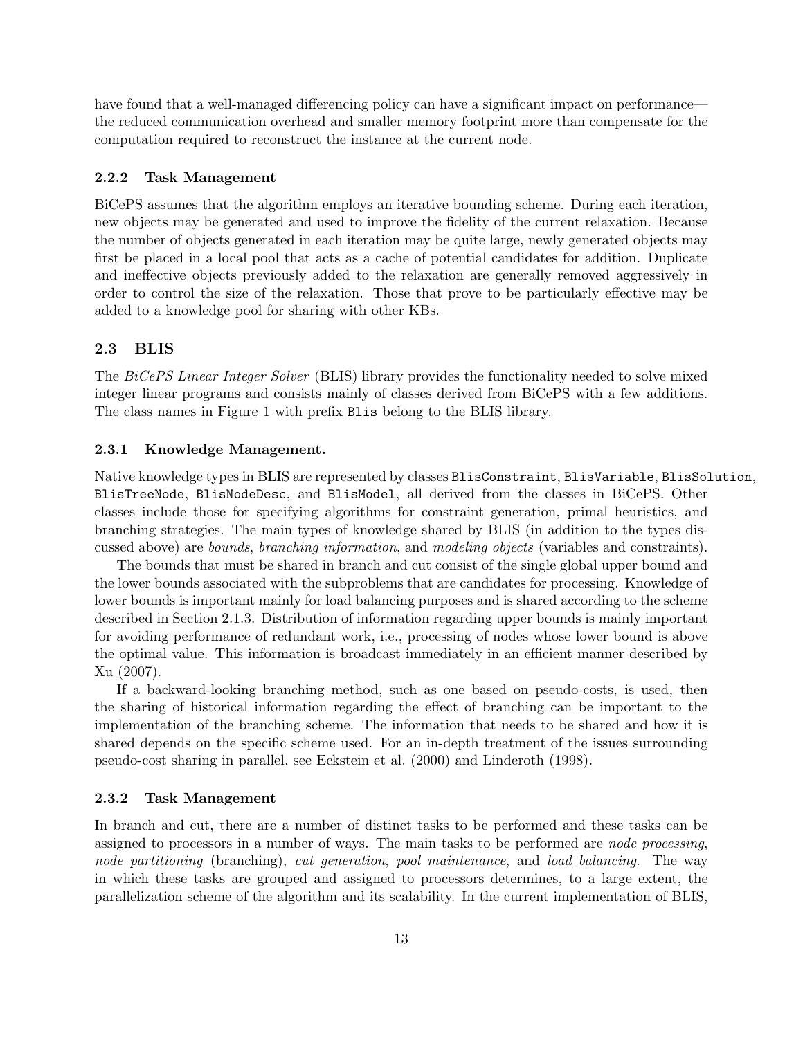have found that a well-managed differencing policy can have a significant impact on performance—the reduced communication overhead and smaller memory footprint more than compensate for the computation required to reconstruct the instance at the current node.

### 2.2.2 Task Management

BiCePS assumes that the algorithm employs an iterative bounding scheme. During each iteration, new objects may be generated and used to improve the fidelity of the current relaxation. Because the number of objects generated in each iteration may be quite large, newly generated objects may first be placed in a local pool that acts as a cache of potential candidates for addition. Duplicate and ineffective objects previously added to the relaxation are generally removed aggressively in order to control the size of the relaxation. Those that prove to be particularly effective may be added to a knowledge pool for sharing with other KBs.

## 2.3 BLIS

The *BiCePS Linear Integer Solver* (BLIS) library provides the functionality needed to solve mixed integer linear programs and consists mainly of classes derived from BiCePS with a few additions. The class names in Figure 1 with prefix `Blis` belong to the BLIS library.

### 2.3.1 Knowledge Management.

Native knowledge types in BLIS are represented by classes `BlisConstraint`, `BlisVariable`, `BlisSolution`, `BlisTreeNode`, `BlisNodeDesc`, and `BlisModel`, all derived from the classes in BiCePS. Other classes include those for specifying algorithms for constraint generation, primal heuristics, and branching strategies. The main types of knowledge shared by BLIS (in addition to the types discussed above) are *bounds*, *branching information*, and *modeling objects* (variables and constraints).

The bounds that must be shared in branch and cut consist of the single global upper bound and the lower bounds associated with the subproblems that are candidates for processing. Knowledge of lower bounds is important mainly for load balancing purposes and is shared according to the scheme described in Section 2.1.3. Distribution of information regarding upper bounds is mainly important for avoiding performance of redundant work, i.e., processing of nodes whose lower bound is above the optimal value. This information is broadcast immediately in an efficient manner described by Xu (2007).

If a backward-looking branching method, such as one based on pseudo-costs, is used, then the sharing of historical information regarding the effect of branching can be important to the implementation of the branching scheme. The information that needs to be shared and how it is shared depends on the specific scheme used. For an in-depth treatment of the issues surrounding pseudo-cost sharing in parallel, see Eckstein et al. (2000) and Linderoth (1998).

### 2.3.2 Task Management

In branch and cut, there are a number of distinct tasks to be performed and these tasks can be assigned to processors in a number of ways. The main tasks to be performed are *node processing*, *node partitioning* (branching), *cut generation*, *pool maintenance*, and *load balancing*. The way in which these tasks are grouped and assigned to processors determines, to a large extent, the parallelization scheme of the algorithm and its scalability. In the current implementation of BLIS,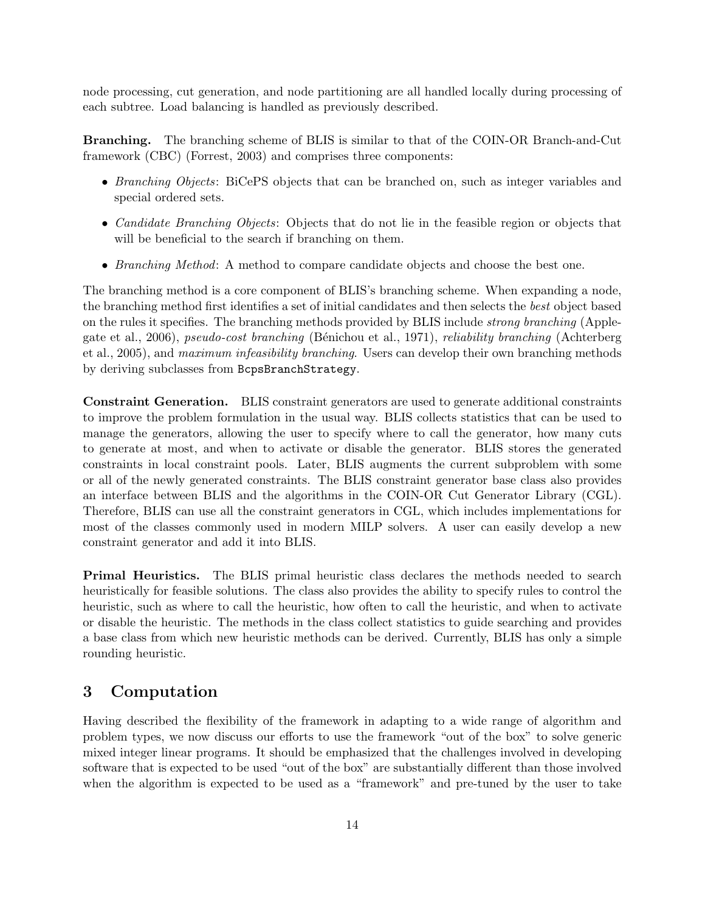node processing, cut generation, and node partitioning are all handled locally during processing of each subtree. Load balancing is handled as previously described.

**Branching.** The branching scheme of BLIS is similar to that of the COIN-OR Branch-and-Cut framework (CBC) (Forrest, 2003) and comprises three components:

- *Branching Objects*: BiCePS objects that can be branched on, such as integer variables and special ordered sets.
- *Candidate Branching Objects*: Objects that do not lie in the feasible region or objects that will be beneficial to the search if branching on them.
- *Branching Method*: A method to compare candidate objects and choose the best one.

The branching method is a core component of BLIS's branching scheme. When expanding a node, the branching method first identifies a set of initial candidates and then selects the *best* object based on the rules it specifies. The branching methods provided by BLIS include *strong branching* (Applegate et al., 2006), *pseudo-cost branching* (Bénichou et al., 1971), *reliability branching* (Achterberg et al., 2005), and *maximum infeasibility branching*. Users can develop their own branching methods by deriving subclasses from `BcpsBranchStrategy`.

**Constraint Generation.** BLIS constraint generators are used to generate additional constraints to improve the problem formulation in the usual way. BLIS collects statistics that can be used to manage the generators, allowing the user to specify where to call the generator, how many cuts to generate at most, and when to activate or disable the generator. BLIS stores the generated constraints in local constraint pools. Later, BLIS augments the current subproblem with some or all of the newly generated constraints. The BLIS constraint generator base class also provides an interface between BLIS and the algorithms in the COIN-OR Cut Generator Library (CGL). Therefore, BLIS can use all the constraint generators in CGL, which includes implementations for most of the classes commonly used in modern MILP solvers. A user can easily develop a new constraint generator and add it into BLIS.

**Primal Heuristics.** The BLIS primal heuristic class declares the methods needed to search heuristically for feasible solutions. The class also provides the ability to specify rules to control the heuristic, such as where to call the heuristic, how often to call the heuristic, and when to activate or disable the heuristic. The methods in the class collect statistics to guide searching and provides a base class from which new heuristic methods can be derived. Currently, BLIS has only a simple rounding heuristic.

## 3 Computation

Having described the flexibility of the framework in adapting to a wide range of algorithm and problem types, we now discuss our efforts to use the framework "out of the box" to solve generic mixed integer linear programs. It should be emphasized that the challenges involved in developing software that is expected to be used "out of the box" are substantially different than those involved when the algorithm is expected to be used as a "framework" and pre-tuned by the user to take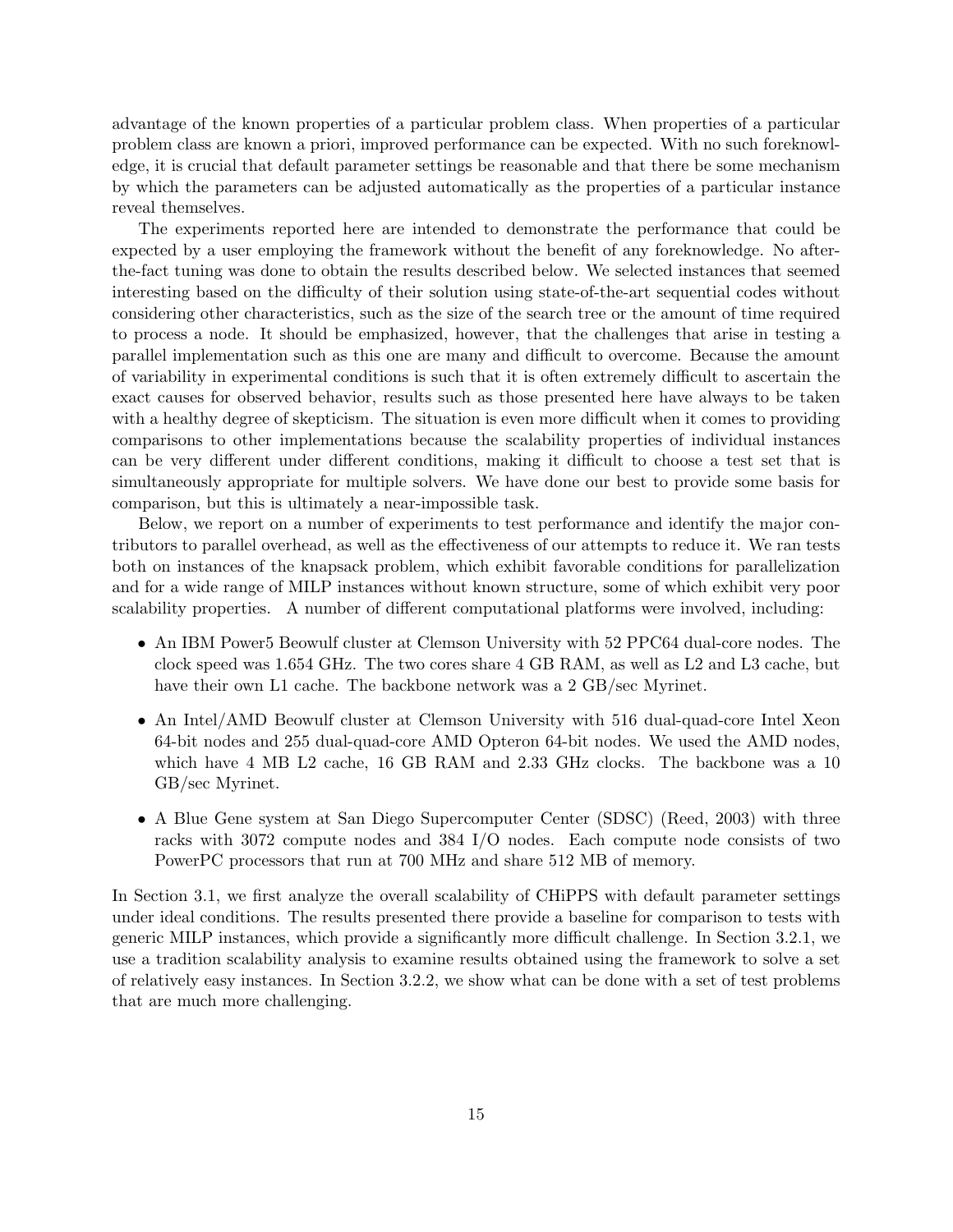advantage of the known properties of a particular problem class. When properties of a particular problem class are known a priori, improved performance can be expected. With no such foreknowledge, it is crucial that default parameter settings be reasonable and that there be some mechanism by which the parameters can be adjusted automatically as the properties of a particular instance reveal themselves.

The experiments reported here are intended to demonstrate the performance that could be expected by a user employing the framework without the benefit of any foreknowledge. No after-the-fact tuning was done to obtain the results described below. We selected instances that seemed interesting based on the difficulty of their solution using state-of-the-art sequential codes without considering other characteristics, such as the size of the search tree or the amount of time required to process a node. It should be emphasized, however, that the challenges that arise in testing a parallel implementation such as this one are many and difficult to overcome. Because the amount of variability in experimental conditions is such that it is often extremely difficult to ascertain the exact causes for observed behavior, results such as those presented here have always to be taken with a healthy degree of skepticism. The situation is even more difficult when it comes to providing comparisons to other implementations because the scalability properties of individual instances can be very different under different conditions, making it difficult to choose a test set that is simultaneously appropriate for multiple solvers. We have done our best to provide some basis for comparison, but this is ultimately a near-impossible task.

Below, we report on a number of experiments to test performance and identify the major contributors to parallel overhead, as well as the effectiveness of our attempts to reduce it. We ran tests both on instances of the knapsack problem, which exhibit favorable conditions for parallelization and for a wide range of MILP instances without known structure, some of which exhibit very poor scalability properties. A number of different computational platforms were involved, including:

- An IBM Power5 Beowulf cluster at Clemson University with 52 PPC64 dual-core nodes. The clock speed was 1.654 GHz. The two cores share 4 GB RAM, as well as L2 and L3 cache, but have their own L1 cache. The backbone network was a 2 GB/sec Myrinet.
- An Intel/AMD Beowulf cluster at Clemson University with 516 dual-quad-core Intel Xeon 64-bit nodes and 255 dual-quad-core AMD Opteron 64-bit nodes. We used the AMD nodes, which have 4 MB L2 cache, 16 GB RAM and 2.33 GHz clocks. The backbone was a 10 GB/sec Myrinet.
- A Blue Gene system at San Diego Supercomputer Center (SDSC) (Reed, 2003) with three racks with 3072 compute nodes and 384 I/O nodes. Each compute node consists of two PowerPC processors that run at 700 MHz and share 512 MB of memory.

In Section 3.1, we first analyze the overall scalability of CHiPPS with default parameter settings under ideal conditions. The results presented there provide a baseline for comparison to tests with generic MILP instances, which provide a significantly more difficult challenge. In Section 3.2.1, we use a tradition scalability analysis to examine results obtained using the framework to solve a set of relatively easy instances. In Section 3.2.2, we show what can be done with a set of test problems that are much more challenging.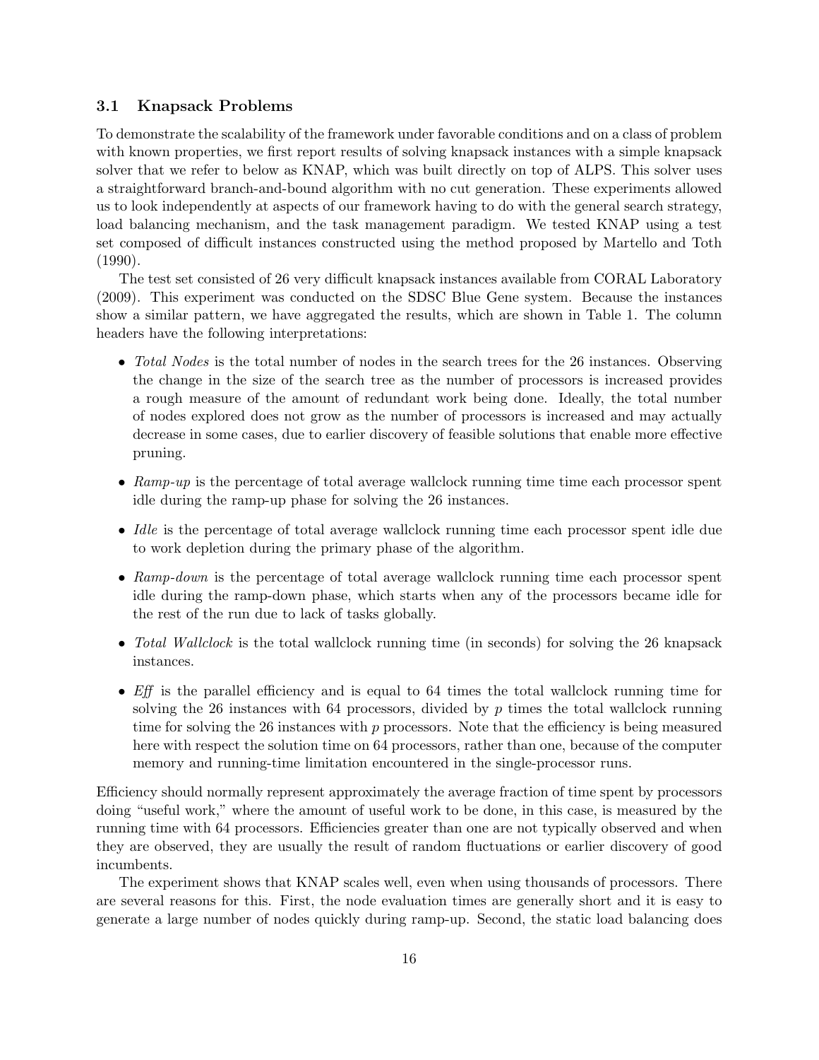### 3.1 Knapsack Problems

To demonstrate the scalability of the framework under favorable conditions and on a class of problem with known properties, we first report results of solving knapsack instances with a simple knapsack solver that we refer to below as KNAP, which was built directly on top of ALPS. This solver uses a straightforward branch-and-bound algorithm with no cut generation. These experiments allowed us to look independently at aspects of our framework having to do with the general search strategy, load balancing mechanism, and the task management paradigm. We tested KNAP using a test set composed of difficult instances constructed using the method proposed by Martello and Toth (1990).

The test set consisted of 26 very difficult knapsack instances available from CORAL Laboratory (2009). This experiment was conducted on the SDSC Blue Gene system. Because the instances show a similar pattern, we have aggregated the results, which are shown in Table 1. The column headers have the following interpretations:

- *Total Nodes* is the total number of nodes in the search trees for the 26 instances. Observing the change in the size of the search tree as the number of processors is increased provides a rough measure of the amount of redundant work being done. Ideally, the total number of nodes explored does not grow as the number of processors is increased and may actually decrease in some cases, due to earlier discovery of feasible solutions that enable more effective pruning.
- *Ramp-up* is the percentage of total average wallclock running time time each processor spent idle during the ramp-up phase for solving the 26 instances.
- *Idle* is the percentage of total average wallclock running time each processor spent idle due to work depletion during the primary phase of the algorithm.
- *Ramp-down* is the percentage of total average wallclock running time each processor spent idle during the ramp-down phase, which starts when any of the processors became idle for the rest of the run due to lack of tasks globally.
- *Total Wallclock* is the total wallclock running time (in seconds) for solving the 26 knapsack instances.
- *Eff* is the parallel efficiency and is equal to 64 times the total wallclock running time for solving the 26 instances with 64 processors, divided by $p$ times the total wallclock running time for solving the 26 instances with $p$ processors. Note that the efficiency is being measured here with respect the solution time on 64 processors, rather than one, because of the computer memory and running-time limitation encountered in the single-processor runs.

Efficiency should normally represent approximately the average fraction of time spent by processors doing "useful work," where the amount of useful work to be done, in this case, is measured by the running time with 64 processors. Efficiencies greater than one are not typically observed and when they are observed, they are usually the result of random fluctuations or earlier discovery of good incumbents.

The experiment shows that KNAP scales well, even when using thousands of processors. There are several reasons for this. First, the node evaluation times are generally short and it is easy to generate a large number of nodes quickly during ramp-up. Second, the static load balancing does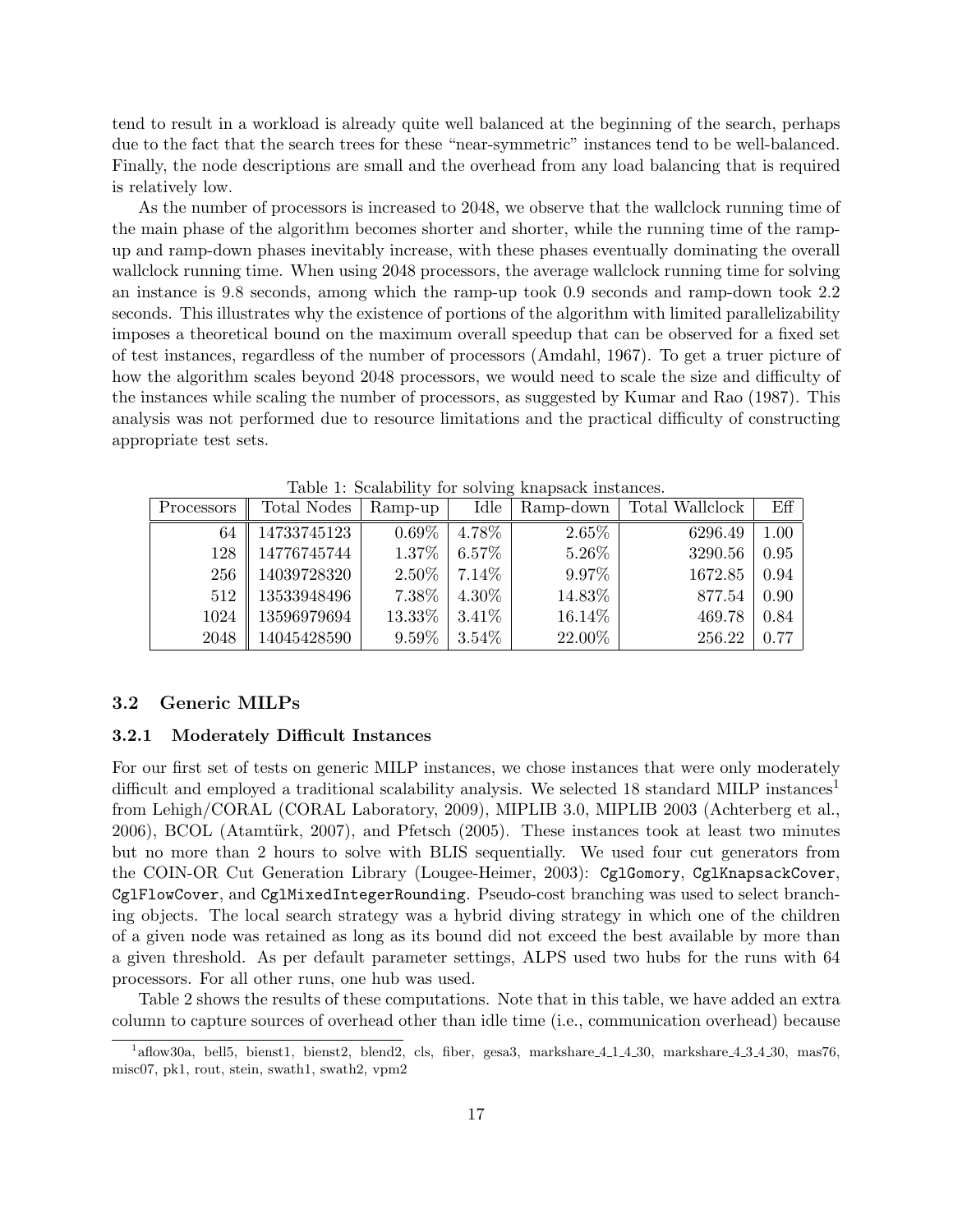tend to result in a workload is already quite well balanced at the beginning of the search, perhaps due to the fact that the search trees for these "near-symmetric" instances tend to be well-balanced. Finally, the node descriptions are small and the overhead from any load balancing that is required is relatively low.

As the number of processors is increased to 2048, we observe that the wallclock running time of the main phase of the algorithm becomes shorter and shorter, while the running time of the ramp-up and ramp-down phases inevitably increase, with these phases eventually dominating the overall wallclock running time. When using 2048 processors, the average wallclock running time for solving an instance is 9.8 seconds, among which the ramp-up took 0.9 seconds and ramp-down took 2.2 seconds. This illustrates why the existence of portions of the algorithm with limited parallelizability imposes a theoretical bound on the maximum overall speedup that can be observed for a fixed set of test instances, regardless of the number of processors (Amdahl, 1967). To get a truer picture of how the algorithm scales beyond 2048 processors, we would need to scale the size and difficulty of the instances while scaling the number of processors, as suggested by Kumar and Rao (1987). This analysis was not performed due to resource limitations and the practical difficulty of constructing appropriate test sets.

Table 1: Scalability for solving knapsack instances.

| Processors | Total Nodes | Ramp-up | Idle | Ramp-down | Total Wallclock | Eff |
|---|---|---|---|---|---|---|
| 64 | 14733745123 | 0.69% | 4.78% | 2.65% | 6296.49 | 1.00 |
| 128 | 14776745744 | 1.37% | 6.57% | 5.26% | 3290.56 | 0.95 |
| 256 | 14039728320 | 2.50% | 7.14% | 9.97% | 1672.85 | 0.94 |
| 512 | 13533948496 | 7.38% | 4.30% | 14.83% | 877.54 | 0.90 |
| 1024 | 13596979694 | 13.33% | 3.41% | 16.14% | 469.78 | 0.84 |
| 2048 | 14045428590 | 9.59% | 3.54% | 22.00% | 256.22 | 0.77 |

### 3.2 Generic MILPs

#### 3.2.1 Moderately Difficult Instances

For our first set of tests on generic MILP instances, we chose instances that were only moderately difficult and employed a traditional scalability analysis. We selected 18 standard MILP instances[1] from Lehigh/CORAL (CORAL Laboratory, 2009), MIPLIB 3.0, MIPLIB 2003 (Achterberg et al., 2006), BCOL (Atamtürk, 2007), and Pfetsch (2005). These instances took at least two minutes but no more than 2 hours to solve with BLIS sequentially. We used four cut generators from the COIN-OR Cut Generation Library (Lougee-Heimer, 2003): `CglGomory`, `CglKnapsackCover`, `CglFlowCover`, and `CglMixedIntegerRounding`. Pseudo-cost branching was used to select branching objects. The local search strategy was a hybrid diving strategy in which one of the children of a given node was retained as long as its bound did not exceed the best available by more than a given threshold. As per default parameter settings, ALPS used two hubs for the runs with 64 processors. For all other runs, one hub was used.

Table 2 shows the results of these computations. Note that in this table, we have added an extra column to capture sources of overhead other than idle time (i.e., communication overhead) because

[1] aflow30a, bell5, bienst1, bienst2, blend2, cls, fiber, gesa3, markshare_4_1_4_30, markshare_4_3_4_30, mas76, misc07, pk1, rout, stein, swath1, swath2, vpm2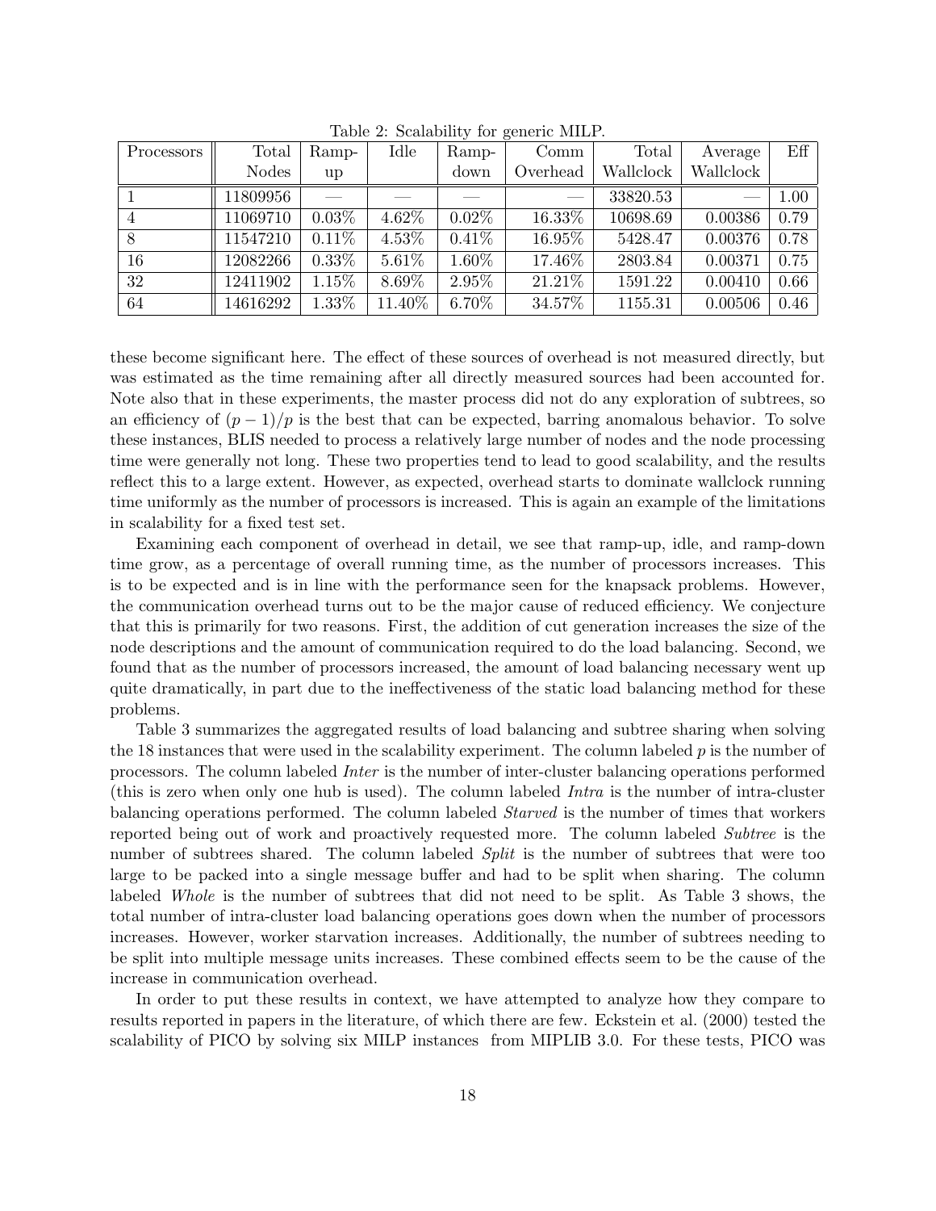Table 2: Scalability for generic MILP.

| Processors | Total Nodes | Ramp-up | Idle | Ramp-down | Comm Overhead | Total Wallclock | Average Wallclock | Eff |
|---|---|---|---|---|---|---|---|---|
| 1 | 11809956 | — | — | — | — | 33820.53 | — | 1.00 |
| 4 | 11069710 | 0.03% | 4.62% | 0.02% | 16.33% | 10698.69 | 0.00386 | 0.79 |
| 8 | 11547210 | 0.11% | 4.53% | 0.41% | 16.95% | 5428.47 | 0.00376 | 0.78 |
| 16 | 12082266 | 0.33% | 5.61% | 1.60% | 17.46% | 2803.84 | 0.00371 | 0.75 |
| 32 | 12411902 | 1.15% | 8.69% | 2.95% | 21.21% | 1591.22 | 0.00410 | 0.66 |
| 64 | 14616292 | 1.33% | 11.40% | 6.70% | 34.57% | 1155.31 | 0.00506 | 0.46 |

these become significant here. The effect of these sources of overhead is not measured directly, but was estimated as the time remaining after all directly measured sources had been accounted for. Note also that in these experiments, the master process did not do any exploration of subtrees, so an efficiency of $(p-1)/p$ is the best that can be expected, barring anomalous behavior. To solve these instances, BLIS needed to process a relatively large number of nodes and the node processing time were generally not long. These two properties tend to lead to good scalability, and the results reflect this to a large extent. However, as expected, overhead starts to dominate wallclock running time uniformly as the number of processors is increased. This is again an example of the limitations in scalability for a fixed test set.

Examining each component of overhead in detail, we see that ramp-up, idle, and ramp-down time grow, as a percentage of overall running time, as the number of processors increases. This is to be expected and is in line with the performance seen for the knapsack problems. However, the communication overhead turns out to be the major cause of reduced efficiency. We conjecture that this is primarily for two reasons. First, the addition of cut generation increases the size of the node descriptions and the amount of communication required to do the load balancing. Second, we found that as the number of processors increased, the amount of load balancing necessary went up quite dramatically, in part due to the ineffectiveness of the static load balancing method for these problems.

Table 3 summarizes the aggregated results of load balancing and subtree sharing when solving the 18 instances that were used in the scalability experiment. The column labeled $p$ is the number of processors. The column labeled *Inter* is the number of inter-cluster balancing operations performed (this is zero when only one hub is used). The column labeled *Intra* is the number of intra-cluster balancing operations performed. The column labeled *Starved* is the number of times that workers reported being out of work and proactively requested more. The column labeled *Subtree* is the number of subtrees shared. The column labeled *Split* is the number of subtrees that were too large to be packed into a single message buffer and had to be split when sharing. The column labeled *Whole* is the number of subtrees that did not need to be split. As Table 3 shows, the total number of intra-cluster load balancing operations goes down when the number of processors increases. However, worker starvation increases. Additionally, the number of subtrees needing to be split into multiple message units increases. These combined effects seem to be the cause of the increase in communication overhead.

In order to put these results in context, we have attempted to analyze how they compare to results reported in papers in the literature, of which there are few. Eckstein et al. (2000) tested the scalability of PICO by solving six MILP instances from MIPLIB 3.0. For these tests, PICO was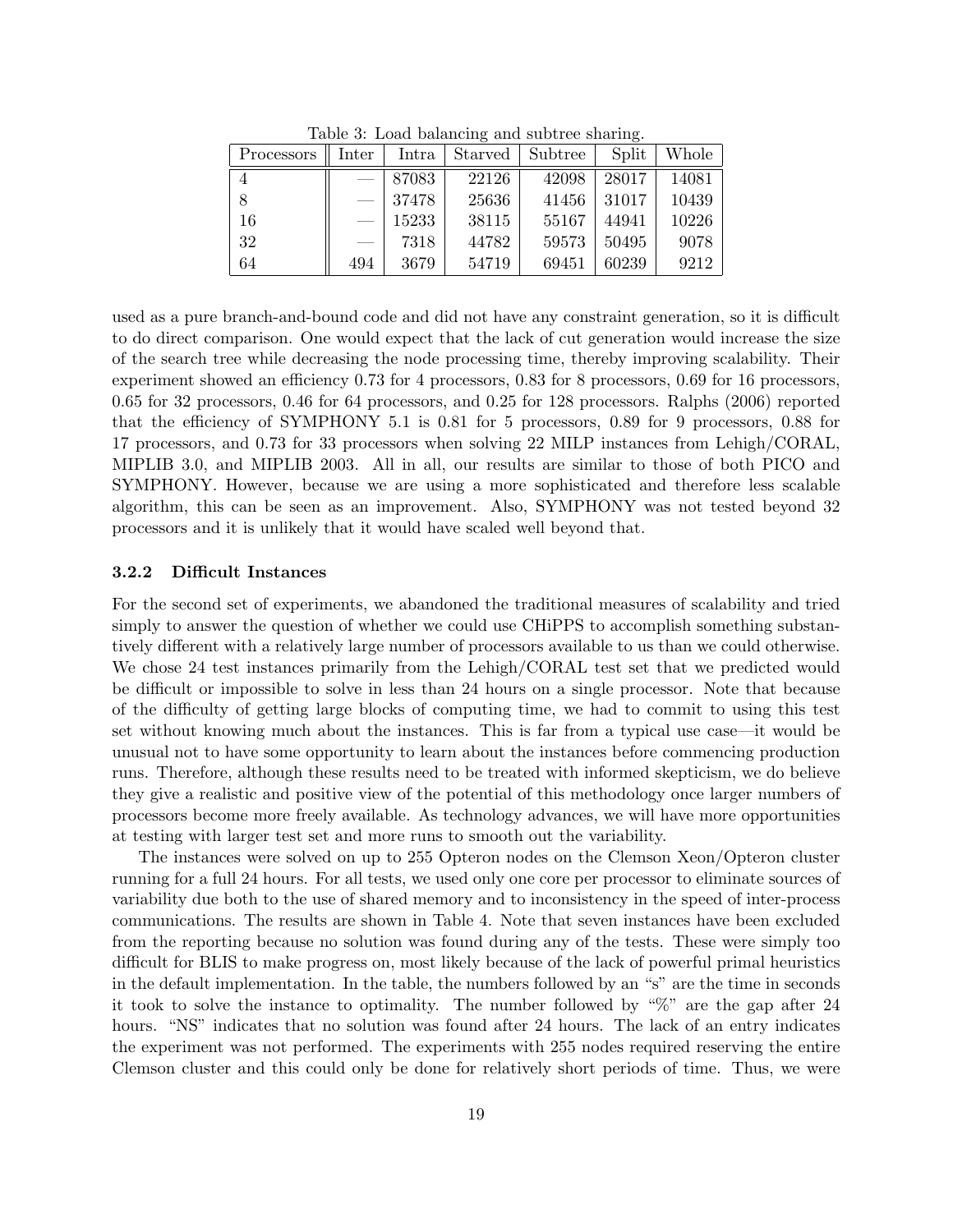Table 3: Load balancing and subtree sharing.

| Processors | Inter | Intra | Starved | Subtree | Split | Whole |
|---|---|---|---|---|---|---|
| 4 | — | 87083 | 22126 | 42098 | 28017 | 14081 |
| 8 | — | 37478 | 25636 | 41456 | 31017 | 10439 |
| 16 | — | 15233 | 38115 | 55167 | 44941 | 10226 |
| 32 | — | 7318 | 44782 | 59573 | 50495 | 9078 |
| 64 | 494 | 3679 | 54719 | 69451 | 60239 | 9212 |

used as a pure branch-and-bound code and did not have any constraint generation, so it is difficult to do direct comparison. One would expect that the lack of cut generation would increase the size of the search tree while decreasing the node processing time, thereby improving scalability. Their experiment showed an efficiency 0.73 for 4 processors, 0.83 for 8 processors, 0.69 for 16 processors, 0.65 for 32 processors, 0.46 for 64 processors, and 0.25 for 128 processors. Ralphs (2006) reported that the efficiency of SYMPHONY 5.1 is 0.81 for 5 processors, 0.89 for 9 processors, 0.88 for 17 processors, and 0.73 for 33 processors when solving 22 MILP instances from Lehigh/CORAL, MIPLIB 3.0, and MIPLIB 2003. All in all, our results are similar to those of both PICO and SYMPHONY. However, because we are using a more sophisticated and therefore less scalable algorithm, this can be seen as an improvement. Also, SYMPHONY was not tested beyond 32 processors and it is unlikely that it would have scaled well beyond that.

### 3.2.2 Difficult Instances

For the second set of experiments, we abandoned the traditional measures of scalability and tried simply to answer the question of whether we could use CHiPPS to accomplish something substantively different with a relatively large number of processors available to us than we could otherwise. We chose 24 test instances primarily from the Lehigh/CORAL test set that we predicted would be difficult or impossible to solve in less than 24 hours on a single processor. Note that because of the difficulty of getting large blocks of computing time, we had to commit to using this test set without knowing much about the instances. This is far from a typical use case—it would be unusual not to have some opportunity to learn about the instances before commencing production runs. Therefore, although these results need to be treated with informed skepticism, we do believe they give a realistic and positive view of the potential of this methodology once larger numbers of processors become more freely available. As technology advances, we will have more opportunities at testing with larger test set and more runs to smooth out the variability.

The instances were solved on up to 255 Opteron nodes on the Clemson Xeon/Opteron cluster running for a full 24 hours. For all tests, we used only one core per processor to eliminate sources of variability due both to the use of shared memory and to inconsistency in the speed of inter-process communications. The results are shown in Table 4. Note that seven instances have been excluded from the reporting because no solution was found during any of the tests. These were simply too difficult for BLIS to make progress on, most likely because of the lack of powerful primal heuristics in the default implementation. In the table, the numbers followed by an "s" are the time in seconds it took to solve the instance to optimality. The number followed by "%" are the gap after 24 hours. "NS" indicates that no solution was found after 24 hours. The lack of an entry indicates the experiment was not performed. The experiments with 255 nodes required reserving the entire Clemson cluster and this could only be done for relatively short periods of time. Thus, we were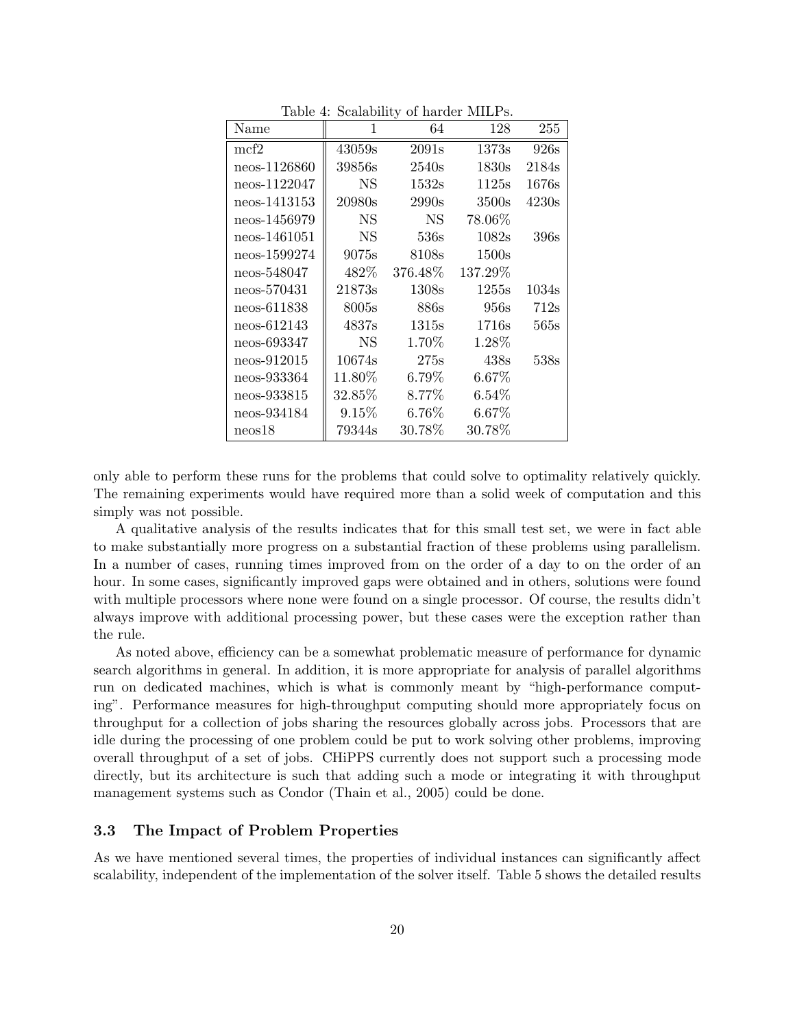Table 4: Scalability of harder MILPs.

| Name | 1 | 64 | 128 | 255 |
|---|---|---|---|---|
| mcf2 | 43059s | 2091s | 1373s | 926s |
| neos-1126860 | 39856s | 2540s | 1830s | 2184s |
| neos-1122047 | NS | 1532s | 1125s | 1676s |
| neos-1413153 | 20980s | 2990s | 3500s | 4230s |
| neos-1456979 | NS | NS | 78.06% | |
| neos-1461051 | NS | 536s | 1082s | 396s |
| neos-1599274 | 9075s | 8108s | 1500s | |
| neos-548047 | 482% | 376.48% | 137.29% | |
| neos-570431 | 21873s | 1308s | 1255s | 1034s |
| neos-611838 | 8005s | 886s | 956s | 712s |
| neos-612143 | 4837s | 1315s | 1716s | 565s |
| neos-693347 | NS | 1.70% | 1.28% | |
| neos-912015 | 10674s | 275s | 438s | 538s |
| neos-933364 | 11.80% | 6.79% | 6.67% | |
| neos-933815 | 32.85% | 8.77% | 6.54% | |
| neos-934184 | 9.15% | 6.76% | 6.67% | |
| neos18 | 79344s | 30.78% | 30.78% | |

only able to perform these runs for the problems that could solve to optimality relatively quickly. The remaining experiments would have required more than a solid week of computation and this simply was not possible.

A qualitative analysis of the results indicates that for this small test set, we were in fact able to make substantially more progress on a substantial fraction of these problems using parallelism. In a number of cases, running times improved from on the order of a day to on the order of an hour. In some cases, significantly improved gaps were obtained and in others, solutions were found with multiple processors where none were found on a single processor. Of course, the results didn't always improve with additional processing power, but these cases were the exception rather than the rule.

As noted above, efficiency can be a somewhat problematic measure of performance for dynamic search algorithms in general. In addition, it is more appropriate for analysis of parallel algorithms run on dedicated machines, which is what is commonly meant by "high-performance computing". Performance measures for high-throughput computing should more appropriately focus on throughput for a collection of jobs sharing the resources globally across jobs. Processors that are idle during the processing of one problem could be put to work solving other problems, improving overall throughput of a set of jobs. CHiPPS currently does not support such a processing mode directly, but its architecture is such that adding such a mode or integrating it with throughput management systems such as Condor (Thain et al., 2005) could be done.

### 3.3 The Impact of Problem Properties

As we have mentioned several times, the properties of individual instances can significantly affect scalability, independent of the implementation of the solver itself. Table 5 shows the detailed results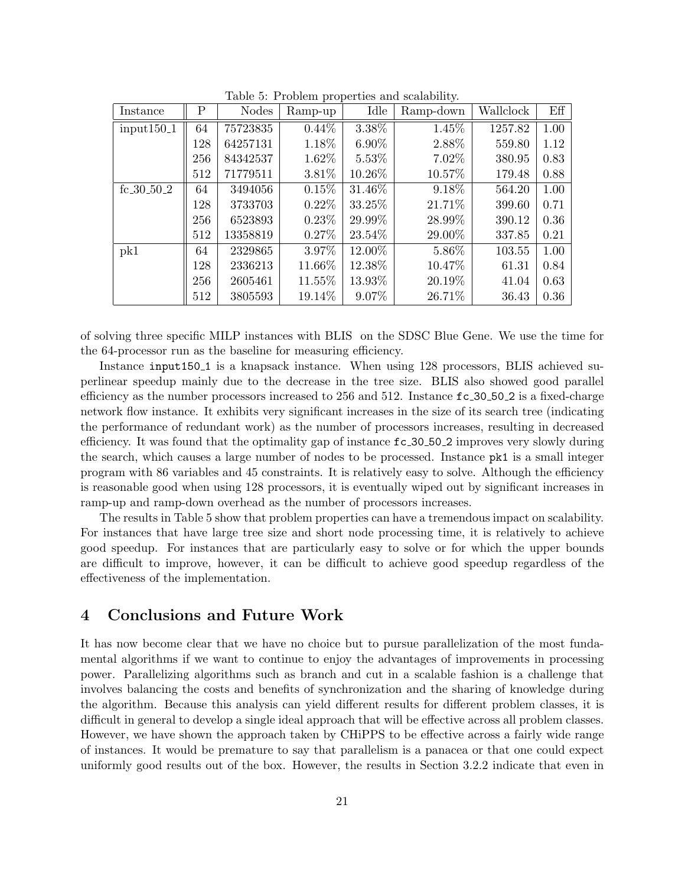Table 5: Problem properties and scalability.

| Instance | P | Nodes | Ramp-up | Idle | Ramp-down | Wallclock | Eff |
|---|---|---|---|---|---|---|---|
| input150_1 | 64 | 75723835 | 0.44% | 3.38% | 1.45% | 1257.82 | 1.00 |
| | 128 | 64257131 | 1.18% | 6.90% | 2.88% | 559.80 | 1.12 |
| | 256 | 84342537 | 1.62% | 5.53% | 7.02% | 380.95 | 0.83 |
| | 512 | 71779511 | 3.81% | 10.26% | 10.57% | 179.48 | 0.88 |
| fc_30_50_2 | 64 | 3494056 | 0.15% | 31.46% | 9.18% | 564.20 | 1.00 |
| | 128 | 3733703 | 0.22% | 33.25% | 21.71% | 399.60 | 0.71 |
| | 256 | 6523893 | 0.23% | 29.99% | 28.99% | 390.12 | 0.36 |
| | 512 | 13358819 | 0.27% | 23.54% | 29.00% | 337.85 | 0.21 |
| pk1 | 64 | 2329865 | 3.97% | 12.00% | 5.86% | 103.55 | 1.00 |
| | 128 | 2336213 | 11.66% | 12.38% | 10.47% | 61.31 | 0.84 |
| | 256 | 2605461 | 11.55% | 13.93% | 20.19% | 41.04 | 0.63 |
| | 512 | 3805593 | 19.14% | 9.07% | 26.71% | 36.43 | 0.36 |

of solving three specific MILP instances with BLIS on the SDSC Blue Gene. We use the time for the 64-processor run as the baseline for measuring efficiency.

Instance `input150_1` is a knapsack instance. When using 128 processors, BLIS achieved superlinear speedup mainly due to the decrease in the tree size. BLIS also showed good parallel efficiency as the number processors increased to 256 and 512. Instance `fc_30_50_2` is a fixed-charge network flow instance. It exhibits very significant increases in the size of its search tree (indicating the performance of redundant work) as the number of processors increases, resulting in decreased efficiency. It was found that the optimality gap of instance `fc_30_50_2` improves very slowly during the search, which causes a large number of nodes to be processed. Instance `pk1` is a small integer program with 86 variables and 45 constraints. It is relatively easy to solve. Although the efficiency is reasonable good when using 128 processors, it is eventually wiped out by significant increases in ramp-up and ramp-down overhead as the number of processors increases.

The results in Table 5 show that problem properties can have a tremendous impact on scalability. For instances that have large tree size and short node processing time, it is relatively to achieve good speedup. For instances that are particularly easy to solve or for which the upper bounds are difficult to improve, however, it can be difficult to achieve good speedup regardless of the effectiveness of the implementation.

# 4 Conclusions and Future Work

It has now become clear that we have no choice but to pursue parallelization of the most fundamental algorithms if we want to continue to enjoy the advantages of improvements in processing power. Parallelizing algorithms such as branch and cut in a scalable fashion is a challenge that involves balancing the costs and benefits of synchronization and the sharing of knowledge during the algorithm. Because this analysis can yield different results for different problem classes, it is difficult in general to develop a single ideal approach that will be effective across all problem classes. However, we have shown the approach taken by CHiPPS to be effective across a fairly wide range of instances. It would be premature to say that parallelism is a panacea or that one could expect uniformly good results out of the box. However, the results in Section 3.2.2 indicate that even in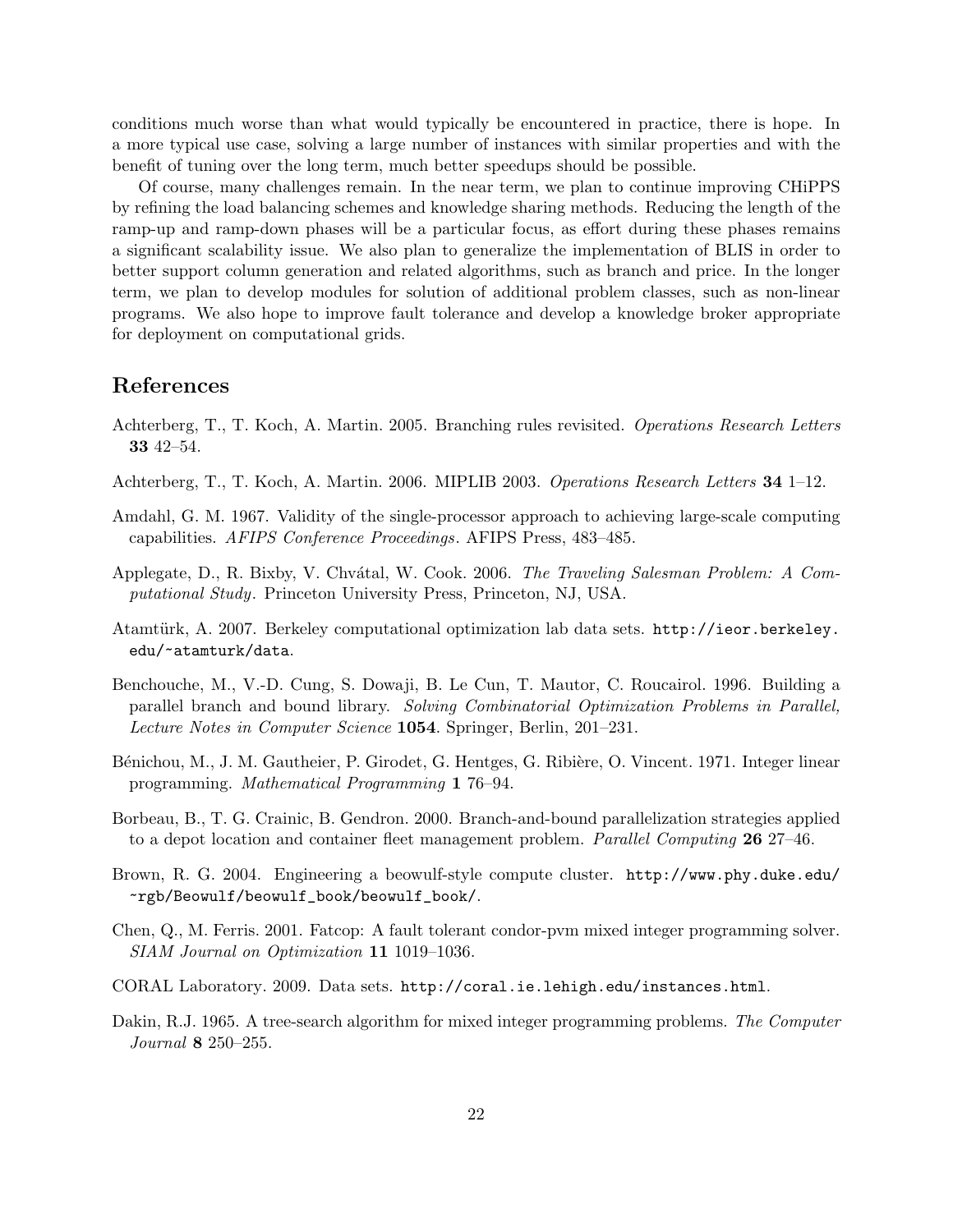conditions much worse than what would typically be encountered in practice, there is hope. In a more typical use case, solving a large number of instances with similar properties and with the benefit of tuning over the long term, much better speedups should be possible.

Of course, many challenges remain. In the near term, we plan to continue improving CHiPPS by refining the load balancing schemes and knowledge sharing methods. Reducing the length of the ramp-up and ramp-down phases will be a particular focus, as effort during these phases remains a significant scalability issue. We also plan to generalize the implementation of BLIS in order to better support column generation and related algorithms, such as branch and price. In the longer term, we plan to develop modules for solution of additional problem classes, such as non-linear programs. We also hope to improve fault tolerance and develop a knowledge broker appropriate for deployment on computational grids.

## References

Achterberg, T., T. Koch, A. Martin. 2005. Branching rules revisited. *Operations Research Letters* **33** 42–54.

Achterberg, T., T. Koch, A. Martin. 2006. MIPLIB 2003. *Operations Research Letters* **34** 1–12.

Amdahl, G. M. 1967. Validity of the single-processor approach to achieving large-scale computing capabilities. *AFIPS Conference Proceedings*. AFIPS Press, 483–485.

Applegate, D., R. Bixby, V. Chvátal, W. Cook. 2006. *The Traveling Salesman Problem: A Computational Study*. Princeton University Press, Princeton, NJ, USA.

Atamtürk, A. 2007. Berkeley computational optimization lab data sets. `http://ieor.berkeley.edu/~atamturk/data`.

Benchouche, M., V.-D. Cung, S. Dowaji, B. Le Cun, T. Mautor, C. Roucairol. 1996. Building a parallel branch and bound library. *Solving Combinatorial Optimization Problems in Parallel, Lecture Notes in Computer Science* **1054**. Springer, Berlin, 201–231.

Bénichou, M., J. M. Gautheier, P. Girodet, G. Hentges, G. Ribière, O. Vincent. 1971. Integer linear programming. *Mathematical Programming* **1** 76–94.

Borbeau, B., T. G. Crainic, B. Gendron. 2000. Branch-and-bound parallelization strategies applied to a depot location and container fleet management problem. *Parallel Computing* **26** 27–46.

Brown, R. G. 2004. Engineering a beowulf-style compute cluster. `http://www.phy.duke.edu/~rgb/Beowulf/beowulf_book/beowulf_book/`.

Chen, Q., M. Ferris. 2001. Fatcop: A fault tolerant condor-pvm mixed integer programming solver. *SIAM Journal on Optimization* **11** 1019–1036.

CORAL Laboratory. 2009. Data sets. `http://coral.ie.lehigh.edu/instances.html`.

Dakin, R.J. 1965. A tree-search algorithm for mixed integer programming problems. *The Computer Journal* **8** 250–255.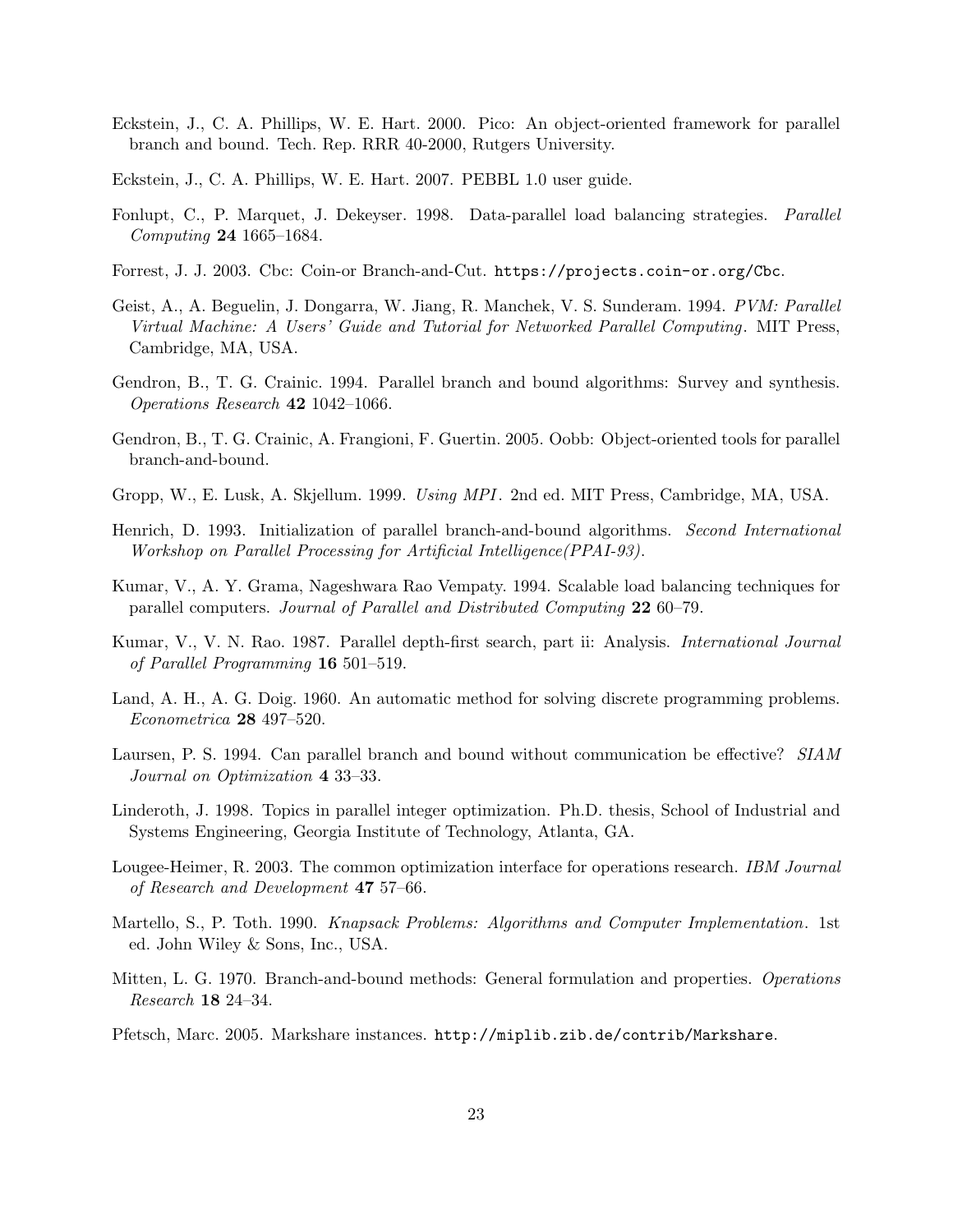Eckstein, J., C. A. Phillips, W. E. Hart. 2000. Pico: An object-oriented framework for parallel branch and bound. Tech. Rep. RRR 40-2000, Rutgers University.

Eckstein, J., C. A. Phillips, W. E. Hart. 2007. PEBBL 1.0 user guide.

Fonlupt, C., P. Marquet, J. Dekeyser. 1998. Data-parallel load balancing strategies. *Parallel Computing* **24** 1665–1684.

Forrest, J. J. 2003. Cbc: Coin-or Branch-and-Cut. `https://projects.coin-or.org/Cbc`.

Geist, A., A. Beguelin, J. Dongarra, W. Jiang, R. Manchek, V. S. Sunderam. 1994. *PVM: Parallel Virtual Machine: A Users' Guide and Tutorial for Networked Parallel Computing*. MIT Press, Cambridge, MA, USA.

Gendron, B., T. G. Crainic. 1994. Parallel branch and bound algorithms: Survey and synthesis. *Operations Research* **42** 1042–1066.

Gendron, B., T. G. Crainic, A. Frangioni, F. Guertin. 2005. Oobb: Object-oriented tools for parallel branch-and-bound.

Gropp, W., E. Lusk, A. Skjellum. 1999. *Using MPI*. 2nd ed. MIT Press, Cambridge, MA, USA.

Henrich, D. 1993. Initialization of parallel branch-and-bound algorithms. *Second International Workshop on Parallel Processing for Artificial Intelligence(PPAI-93)*.

Kumar, V., A. Y. Grama, Nageshwara Rao Vempaty. 1994. Scalable load balancing techniques for parallel computers. *Journal of Parallel and Distributed Computing* **22** 60–79.

Kumar, V., V. N. Rao. 1987. Parallel depth-first search, part ii: Analysis. *International Journal of Parallel Programming* **16** 501–519.

Land, A. H., A. G. Doig. 1960. An automatic method for solving discrete programming problems. *Econometrica* **28** 497–520.

Laursen, P. S. 1994. Can parallel branch and bound without communication be effective? *SIAM Journal on Optimization* **4** 33–33.

Linderoth, J. 1998. Topics in parallel integer optimization. Ph.D. thesis, School of Industrial and Systems Engineering, Georgia Institute of Technology, Atlanta, GA.

Lougee-Heimer, R. 2003. The common optimization interface for operations research. *IBM Journal of Research and Development* **47** 57–66.

Martello, S., P. Toth. 1990. *Knapsack Problems: Algorithms and Computer Implementation*. 1st ed. John Wiley & Sons, Inc., USA.

Mitten, L. G. 1970. Branch-and-bound methods: General formulation and properties. *Operations Research* **18** 24–34.

Pfetsch, Marc. 2005. Markshare instances. `http://miplib.zib.de/contrib/Markshare`.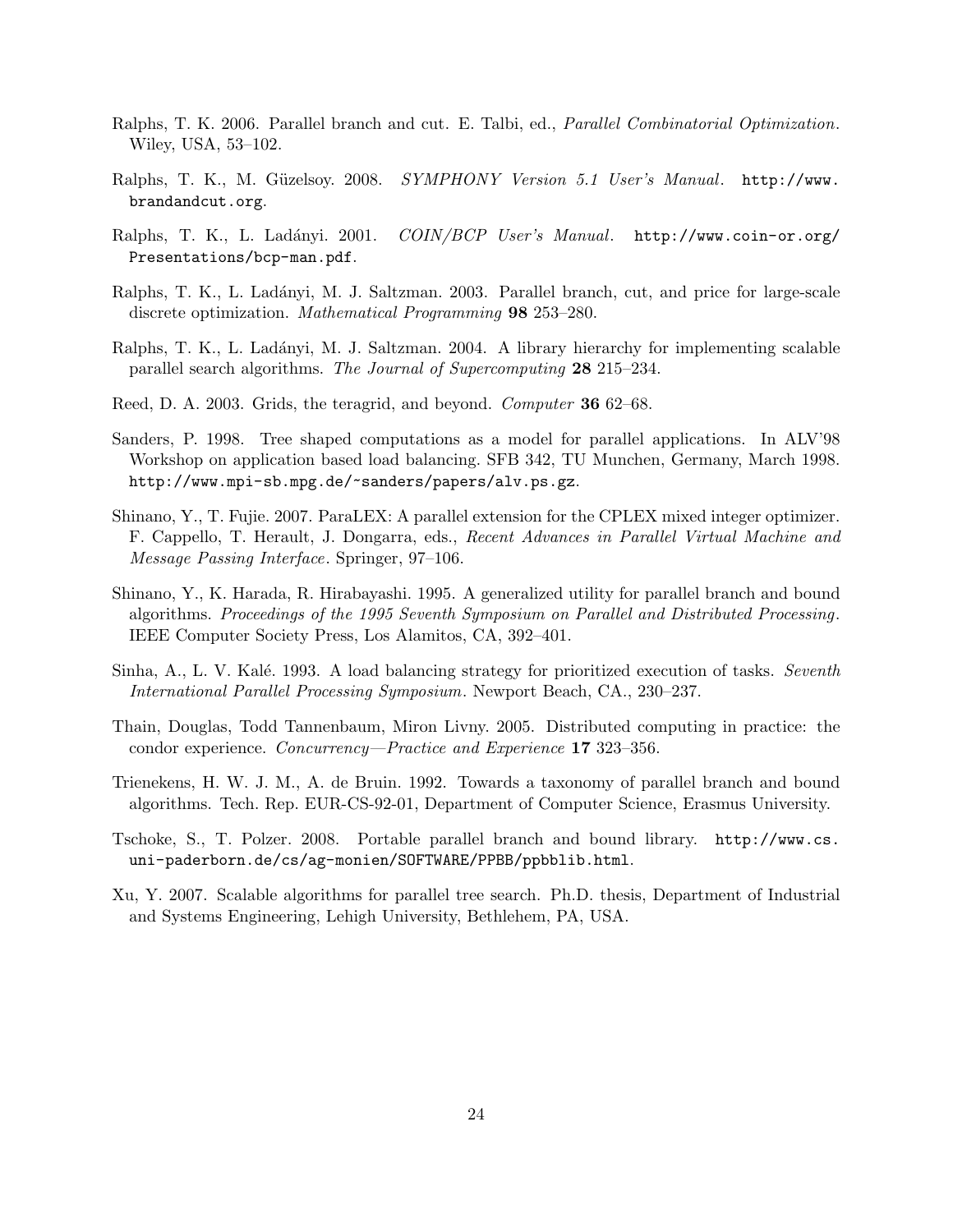Ralphs, T. K. 2006. Parallel branch and cut. E. Talbi, ed., *Parallel Combinatorial Optimization*. Wiley, USA, 53–102.

Ralphs, T. K., M. Güzelsoy. 2008. *SYMPHONY Version 5.1 User's Manual*. `http://www.brandandcut.org`.

Ralphs, T. K., L. Ladányi. 2001. *COIN/BCP User's Manual*. `http://www.coin-or.org/Presentations/bcp-man.pdf`.

Ralphs, T. K., L. Ladányi, M. J. Saltzman. 2003. Parallel branch, cut, and price for large-scale discrete optimization. *Mathematical Programming* **98** 253–280.

Ralphs, T. K., L. Ladányi, M. J. Saltzman. 2004. A library hierarchy for implementing scalable parallel search algorithms. *The Journal of Supercomputing* **28** 215–234.

Reed, D. A. 2003. Grids, the teragrid, and beyond. *Computer* **36** 62–68.

Sanders, P. 1998. Tree shaped computations as a model for parallel applications. In ALV'98 Workshop on application based load balancing. SFB 342, TU Munchen, Germany, March 1998. `http://www.mpi-sb.mpg.de/~sanders/papers/alv.ps.gz`.

Shinano, Y., T. Fujie. 2007. ParaLEX: A parallel extension for the CPLEX mixed integer optimizer. F. Cappello, T. Herault, J. Dongarra, eds., *Recent Advances in Parallel Virtual Machine and Message Passing Interface*. Springer, 97–106.

Shinano, Y., K. Harada, R. Hirabayashi. 1995. A generalized utility for parallel branch and bound algorithms. *Proceedings of the 1995 Seventh Symposium on Parallel and Distributed Processing*. IEEE Computer Society Press, Los Alamitos, CA, 392–401.

Sinha, A., L. V. Kalé. 1993. A load balancing strategy for prioritized execution of tasks. *Seventh International Parallel Processing Symposium*. Newport Beach, CA., 230–237.

Thain, Douglas, Todd Tannenbaum, Miron Livny. 2005. Distributed computing in practice: the condor experience. *Concurrency—Practice and Experience* **17** 323–356.

Trienekens, H. W. J. M., A. de Bruin. 1992. Towards a taxonomy of parallel branch and bound algorithms. Tech. Rep. EUR-CS-92-01, Department of Computer Science, Erasmus University.

Tschoke, S., T. Polzer. 2008. Portable parallel branch and bound library. `http://www.cs.uni-paderborn.de/cs/ag-monien/SOFTWARE/PPBB/ppbblib.html`.

Xu, Y. 2007. Scalable algorithms for parallel tree search. Ph.D. thesis, Department of Industrial and Systems Engineering, Lehigh University, Bethlehem, PA, USA.